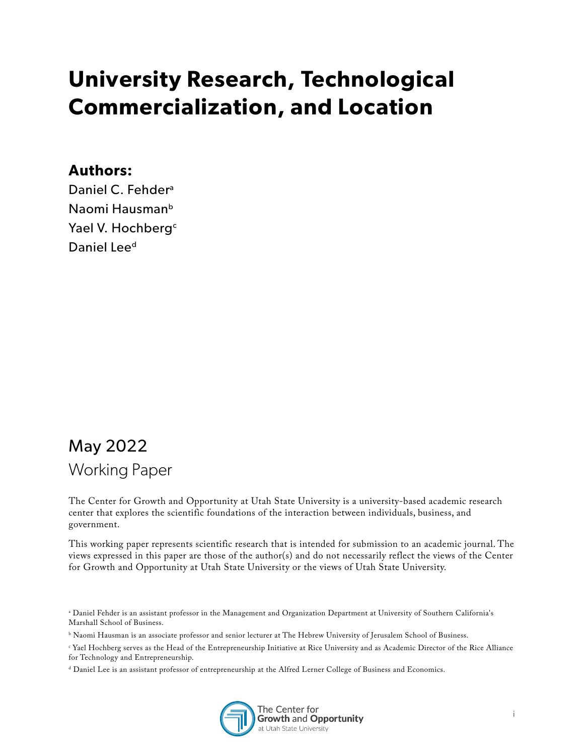# University Research, Technological Commercialization, and Location

**Authors:**

Daniel C. Fehder[a]

Naomi Hausman[b]

Yael V. Hochberg[c]

Daniel Lee[d]

May 2022

Working Paper

The Center for Growth and Opportunity at Utah State University is a university-based academic research center that explores the scientific foundations of the interaction between individuals, business, and government.

This working paper represents scientific research that is intended for submission to an academic journal. The views expressed in this paper are those of the author(s) and do not necessarily reflect the views of the Center for Growth and Opportunity at Utah State University or the views of Utah State University.

[a] Daniel Fehder is an assistant professor in the Management and Organization Department at University of Southern California's Marshall School of Business.

[b] Naomi Hausman is an associate professor and senior lecturer at The Hebrew University of Jerusalem School of Business.

[c] Yael Hochberg serves as the Head of the Entrepreneurship Initiative at Rice University and as Academic Director of the Rice Alliance for Technology and Entrepreneurship.

[d] Daniel Lee is an assistant professor of entrepreneurship at the Alfred Lerner College of Business and Economics.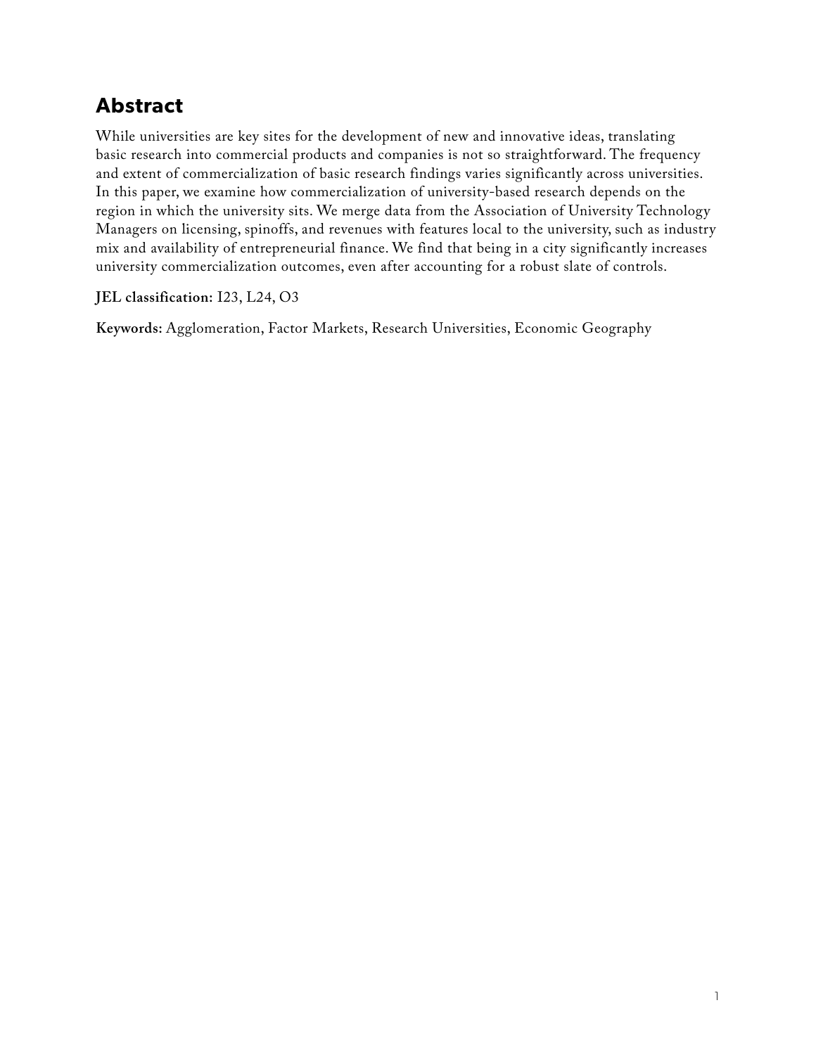## Abstract

While universities are key sites for the development of new and innovative ideas, translating basic research into commercial products and companies is not so straightforward. The frequency and extent of commercialization of basic research findings varies significantly across universities. In this paper, we examine how commercialization of university-based research depends on the region in which the university sits. We merge data from the Association of University Technology Managers on licensing, spinoffs, and revenues with features local to the university, such as industry mix and availability of entrepreneurial finance. We find that being in a city significantly increases university commercialization outcomes, even after accounting for a robust slate of controls.

**JEL classification:** I23, L24, O3

**Keywords:** Agglomeration, Factor Markets, Research Universities, Economic Geography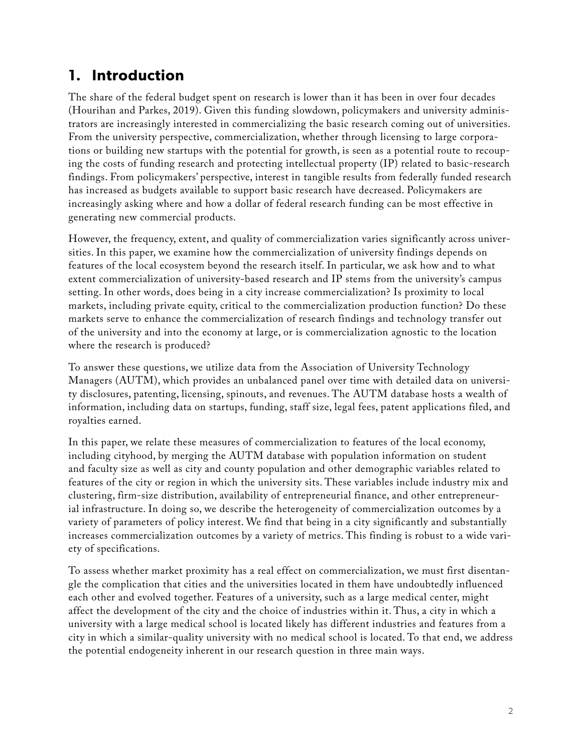# 1. Introduction

The share of the federal budget spent on research is lower than it has been in over four decades (Hourihan and Parkes, 2019). Given this funding slowdown, policymakers and university administrators are increasingly interested in commercializing the basic research coming out of universities. From the university perspective, commercialization, whether through licensing to large corporations or building new startups with the potential for growth, is seen as a potential route to recouping the costs of funding research and protecting intellectual property (IP) related to basic-research findings. From policymakers' perspective, interest in tangible results from federally funded research has increased as budgets available to support basic research have decreased. Policymakers are increasingly asking where and how a dollar of federal research funding can be most effective in generating new commercial products.

However, the frequency, extent, and quality of commercialization varies significantly across universities. In this paper, we examine how the commercialization of university findings depends on features of the local ecosystem beyond the research itself. In particular, we ask how and to what extent commercialization of university-based research and IP stems from the university's campus setting. In other words, does being in a city increase commercialization? Is proximity to local markets, including private equity, critical to the commercialization production function? Do these markets serve to enhance the commercialization of research findings and technology transfer out of the university and into the economy at large, or is commercialization agnostic to the location where the research is produced?

To answer these questions, we utilize data from the Association of University Technology Managers (AUTM), which provides an unbalanced panel over time with detailed data on university disclosures, patenting, licensing, spinouts, and revenues. The AUTM database hosts a wealth of information, including data on startups, funding, staff size, legal fees, patent applications filed, and royalties earned.

In this paper, we relate these measures of commercialization to features of the local economy, including cityhood, by merging the AUTM database with population information on student and faculty size as well as city and county population and other demographic variables related to features of the city or region in which the university sits. These variables include industry mix and clustering, firm-size distribution, availability of entrepreneurial finance, and other entrepreneurial infrastructure. In doing so, we describe the heterogeneity of commercialization outcomes by a variety of parameters of policy interest. We find that being in a city significantly and substantially increases commercialization outcomes by a variety of metrics. This finding is robust to a wide variety of specifications.

To assess whether market proximity has a real effect on commercialization, we must first disentangle the complication that cities and the universities located in them have undoubtedly influenced each other and evolved together. Features of a university, such as a large medical center, might affect the development of the city and the choice of industries within it. Thus, a city in which a university with a large medical school is located likely has different industries and features from a city in which a similar-quality university with no medical school is located. To that end, we address the potential endogeneity inherent in our research question in three main ways.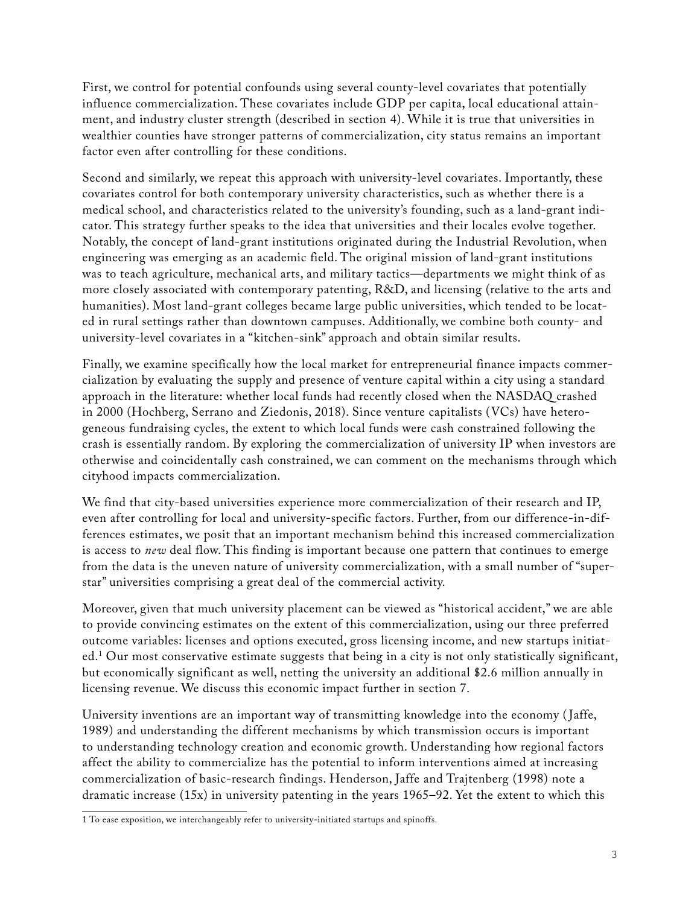First, we control for potential confounds using several county-level covariates that potentially influence commercialization. These covariates include GDP per capita, local educational attainment, and industry cluster strength (described in section 4). While it is true that universities in wealthier counties have stronger patterns of commercialization, city status remains an important factor even after controlling for these conditions.

Second and similarly, we repeat this approach with university-level covariates. Importantly, these covariates control for both contemporary university characteristics, such as whether there is a medical school, and characteristics related to the university's founding, such as a land-grant indicator. This strategy further speaks to the idea that universities and their locales evolve together. Notably, the concept of land-grant institutions originated during the Industrial Revolution, when engineering was emerging as an academic field. The original mission of land-grant institutions was to teach agriculture, mechanical arts, and military tactics—departments we might think of as more closely associated with contemporary patenting, R&D, and licensing (relative to the arts and humanities). Most land-grant colleges became large public universities, which tended to be located in rural settings rather than downtown campuses. Additionally, we combine both county- and university-level covariates in a "kitchen-sink" approach and obtain similar results.

Finally, we examine specifically how the local market for entrepreneurial finance impacts commercialization by evaluating the supply and presence of venture capital within a city using a standard approach in the literature: whether local funds had recently closed when the NASDAQ crashed in 2000 (Hochberg, Serrano and Ziedonis, 2018). Since venture capitalists (VCs) have heterogeneous fundraising cycles, the extent to which local funds were cash constrained following the crash is essentially random. By exploring the commercialization of university IP when investors are otherwise and coincidentally cash constrained, we can comment on the mechanisms through which cityhood impacts commercialization.

We find that city-based universities experience more commercialization of their research and IP, even after controlling for local and university-specific factors. Further, from our difference-in-differences estimates, we posit that an important mechanism behind this increased commercialization is access to *new* deal flow. This finding is important because one pattern that continues to emerge from the data is the uneven nature of university commercialization, with a small number of "superstar" universities comprising a great deal of the commercial activity.

Moreover, given that much university placement can be viewed as "historical accident," we are able to provide convincing estimates on the extent of this commercialization, using our three preferred outcome variables: licenses and options executed, gross licensing income, and new startups initiated.[1] Our most conservative estimate suggests that being in a city is not only statistically significant, but economically significant as well, netting the university an additional $2.6 million annually in licensing revenue. We discuss this economic impact further in section 7.

University inventions are an important way of transmitting knowledge into the economy (Jaffe, 1989) and understanding the different mechanisms by which transmission occurs is important to understanding technology creation and economic growth. Understanding how regional factors affect the ability to commercialize has the potential to inform interventions aimed at increasing commercialization of basic-research findings. Henderson, Jaffe and Trajtenberg (1998) note a dramatic increase (15x) in university patenting in the years 1965–92. Yet the extent to which this

---

[1] To ease exposition, we interchangeably refer to university-initiated startups and spinoffs.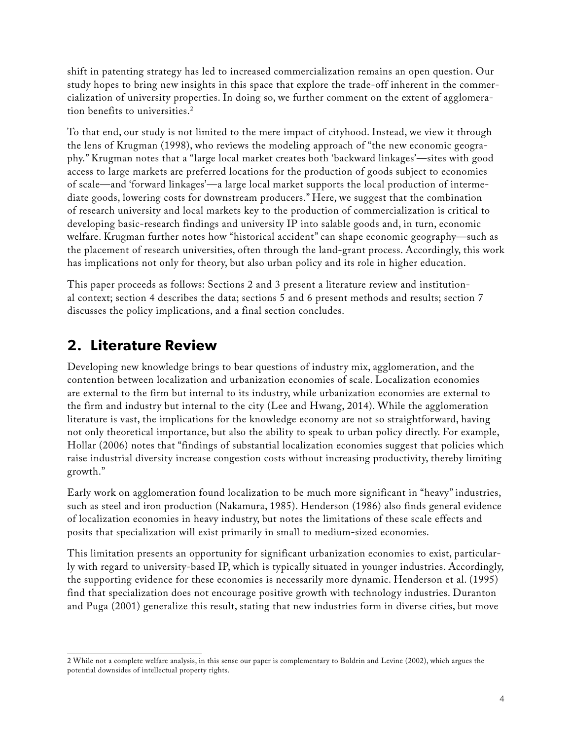shift in patenting strategy has led to increased commercialization remains an open question. Our study hopes to bring new insights in this space that explore the trade-off inherent in the commercialization of university properties. In doing so, we further comment on the extent of agglomeration benefits to universities.[2]

To that end, our study is not limited to the mere impact of cityhood. Instead, we view it through the lens of Krugman (1998), who reviews the modeling approach of "the new economic geography." Krugman notes that a "large local market creates both 'backward linkages'—sites with good access to large markets are preferred locations for the production of goods subject to economies of scale—and 'forward linkages'—a large local market supports the local production of intermediate goods, lowering costs for downstream producers." Here, we suggest that the combination of research university and local markets key to the production of commercialization is critical to developing basic-research findings and university IP into salable goods and, in turn, economic welfare. Krugman further notes how "historical accident" can shape economic geography—such as the placement of research universities, often through the land-grant process. Accordingly, this work has implications not only for theory, but also urban policy and its role in higher education.

This paper proceeds as follows: Sections 2 and 3 present a literature review and institutional context; section 4 describes the data; sections 5 and 6 present methods and results; section 7 discusses the policy implications, and a final section concludes.

## 2. Literature Review

Developing new knowledge brings to bear questions of industry mix, agglomeration, and the contention between localization and urbanization economies of scale. Localization economies are external to the firm but internal to its industry, while urbanization economies are external to the firm and industry but internal to the city (Lee and Hwang, 2014). While the agglomeration literature is vast, the implications for the knowledge economy are not so straightforward, having not only theoretical importance, but also the ability to speak to urban policy directly. For example, Hollar (2006) notes that "findings of substantial localization economies suggest that policies which raise industrial diversity increase congestion costs without increasing productivity, thereby limiting growth."

Early work on agglomeration found localization to be much more significant in "heavy" industries, such as steel and iron production (Nakamura, 1985). Henderson (1986) also finds general evidence of localization economies in heavy industry, but notes the limitations of these scale effects and posits that specialization will exist primarily in small to medium-sized economies.

This limitation presents an opportunity for significant urbanization economies to exist, particularly with regard to university-based IP, which is typically situated in younger industries. Accordingly, the supporting evidence for these economies is necessarily more dynamic. Henderson et al. (1995) find that specialization does not encourage positive growth with technology industries. Duranton and Puga (2001) generalize this result, stating that new industries form in diverse cities, but move

---

2 While not a complete welfare analysis, in this sense our paper is complementary to Boldrin and Levine (2002), which argues the potential downsides of intellectual property rights.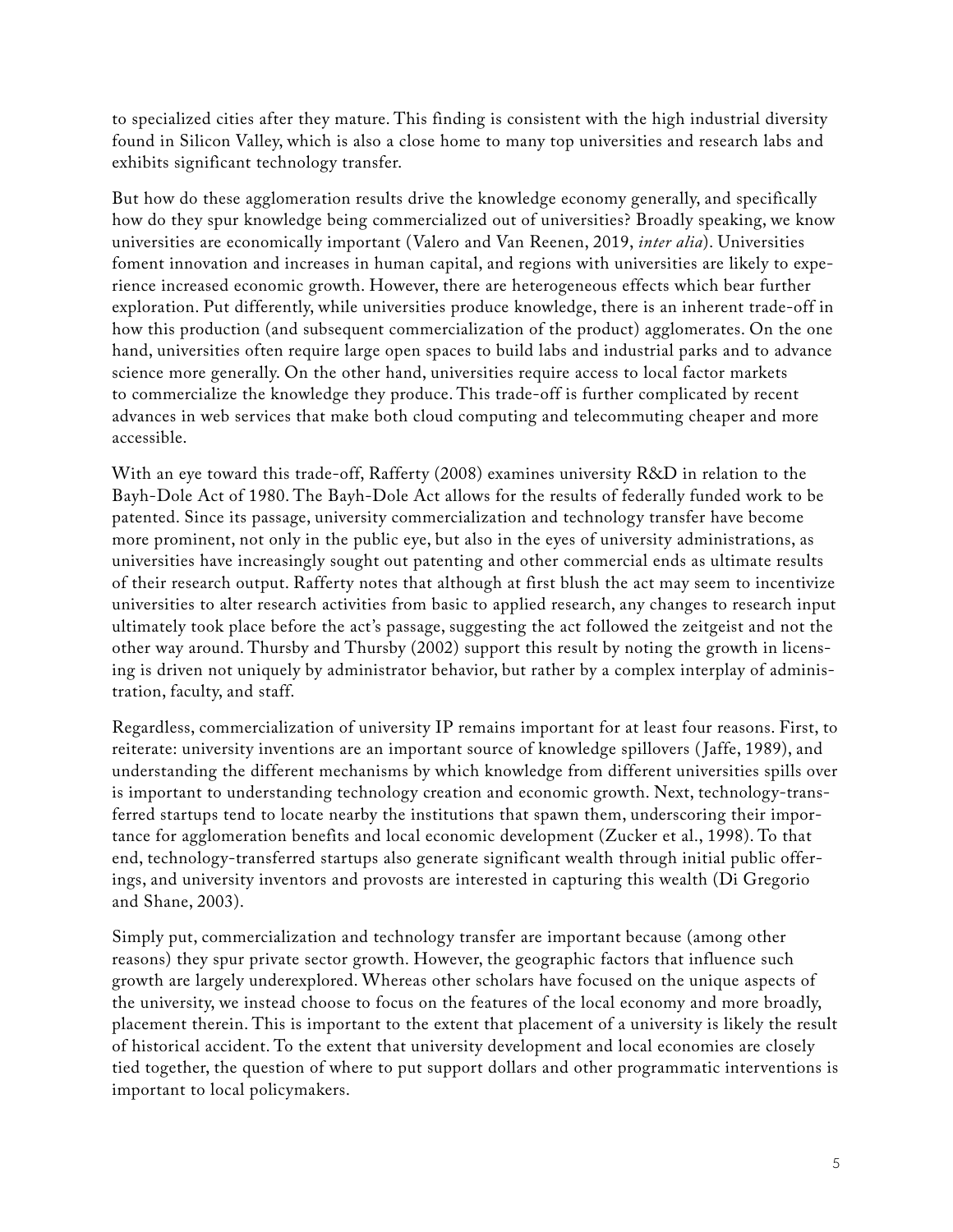to specialized cities after they mature. This finding is consistent with the high industrial diversity found in Silicon Valley, which is also a close home to many top universities and research labs and exhibits significant technology transfer.

But how do these agglomeration results drive the knowledge economy generally, and specifically how do they spur knowledge being commercialized out of universities? Broadly speaking, we know universities are economically important (Valero and Van Reenen, 2019, *inter alia*). Universities foment innovation and increases in human capital, and regions with universities are likely to experience increased economic growth. However, there are heterogeneous effects which bear further exploration. Put differently, while universities produce knowledge, there is an inherent trade-off in how this production (and subsequent commercialization of the product) agglomerates. On the one hand, universities often require large open spaces to build labs and industrial parks and to advance science more generally. On the other hand, universities require access to local factor markets to commercialize the knowledge they produce. This trade-off is further complicated by recent advances in web services that make both cloud computing and telecommuting cheaper and more accessible.

With an eye toward this trade-off, Rafferty (2008) examines university R&D in relation to the Bayh-Dole Act of 1980. The Bayh-Dole Act allows for the results of federally funded work to be patented. Since its passage, university commercialization and technology transfer have become more prominent, not only in the public eye, but also in the eyes of university administrations, as universities have increasingly sought out patenting and other commercial ends as ultimate results of their research output. Rafferty notes that although at first blush the act may seem to incentivize universities to alter research activities from basic to applied research, any changes to research input ultimately took place before the act's passage, suggesting the act followed the zeitgeist and not the other way around. Thursby and Thursby (2002) support this result by noting the growth in licensing is driven not uniquely by administrator behavior, but rather by a complex interplay of administration, faculty, and staff.

Regardless, commercialization of university IP remains important for at least four reasons. First, to reiterate: university inventions are an important source of knowledge spillovers (Jaffe, 1989), and understanding the different mechanisms by which knowledge from different universities spills over is important to understanding technology creation and economic growth. Next, technology-transferred startups tend to locate nearby the institutions that spawn them, underscoring their importance for agglomeration benefits and local economic development (Zucker et al., 1998). To that end, technology-transferred startups also generate significant wealth through initial public offerings, and university inventors and provosts are interested in capturing this wealth (Di Gregorio and Shane, 2003).

Simply put, commercialization and technology transfer are important because (among other reasons) they spur private sector growth. However, the geographic factors that influence such growth are largely underexplored. Whereas other scholars have focused on the unique aspects of the university, we instead choose to focus on the features of the local economy and more broadly, placement therein. This is important to the extent that placement of a university is likely the result of historical accident. To the extent that university development and local economies are closely tied together, the question of where to put support dollars and other programmatic interventions is important to local policymakers.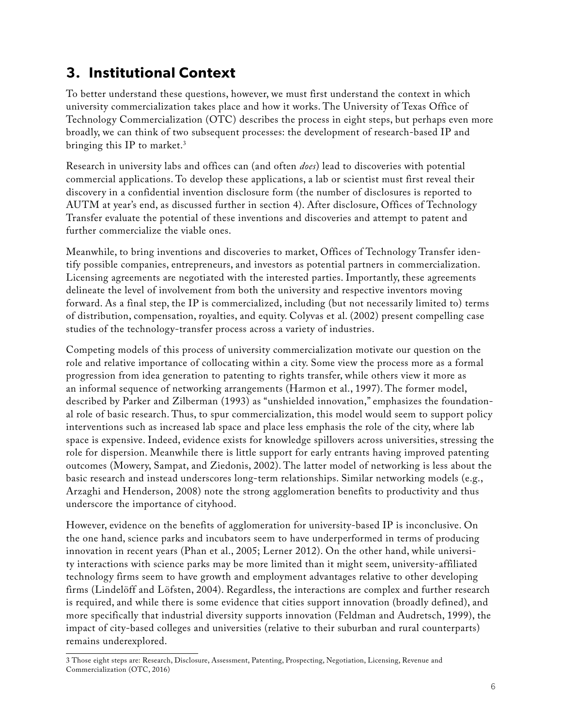## 3. Institutional Context

To better understand these questions, however, we must first understand the context in which university commercialization takes place and how it works. The University of Texas Office of Technology Commercialization (OTC) describes the process in eight steps, but perhaps even more broadly, we can think of two subsequent processes: the development of research-based IP and bringing this IP to market.[3]

Research in university labs and offices can (and often *does*) lead to discoveries with potential commercial applications. To develop these applications, a lab or scientist must first reveal their discovery in a confidential invention disclosure form (the number of disclosures is reported to AUTM at year's end, as discussed further in section 4). After disclosure, Offices of Technology Transfer evaluate the potential of these inventions and discoveries and attempt to patent and further commercialize the viable ones.

Meanwhile, to bring inventions and discoveries to market, Offices of Technology Transfer identify possible companies, entrepreneurs, and investors as potential partners in commercialization. Licensing agreements are negotiated with the interested parties. Importantly, these agreements delineate the level of involvement from both the university and respective inventors moving forward. As a final step, the IP is commercialized, including (but not necessarily limited to) terms of distribution, compensation, royalties, and equity. Colyvas et al. (2002) present compelling case studies of the technology-transfer process across a variety of industries.

Competing models of this process of university commercialization motivate our question on the role and relative importance of collocating within a city. Some view the process more as a formal progression from idea generation to patenting to rights transfer, while others view it more as an informal sequence of networking arrangements (Harmon et al., 1997). The former model, described by Parker and Zilberman (1993) as "unshielded innovation," emphasizes the foundational role of basic research. Thus, to spur commercialization, this model would seem to support policy interventions such as increased lab space and place less emphasis the role of the city, where lab space is expensive. Indeed, evidence exists for knowledge spillovers across universities, stressing the role for dispersion. Meanwhile there is little support for early entrants having improved patenting outcomes (Mowery, Sampat, and Ziedonis, 2002). The latter model of networking is less about the basic research and instead underscores long-term relationships. Similar networking models (e.g., Arzaghi and Henderson, 2008) note the strong agglomeration benefits to productivity and thus underscore the importance of cityhood.

However, evidence on the benefits of agglomeration for university-based IP is inconclusive. On the one hand, science parks and incubators seem to have underperformed in terms of producing innovation in recent years (Phan et al., 2005; Lerner 2012). On the other hand, while university interactions with science parks may be more limited than it might seem, university-affiliated technology firms seem to have growth and employment advantages relative to other developing firms (Lindelöff and Löfsten, 2004). Regardless, the interactions are complex and further research is required, and while there is some evidence that cities support innovation (broadly defined), and more specifically that industrial diversity supports innovation (Feldman and Audretsch, 1999), the impact of city-based colleges and universities (relative to their suburban and rural counterparts) remains underexplored.

---

3 Those eight steps are: Research, Disclosure, Assessment, Patenting, Prospecting, Negotiation, Licensing, Revenue and Commercialization (OTC, 2016)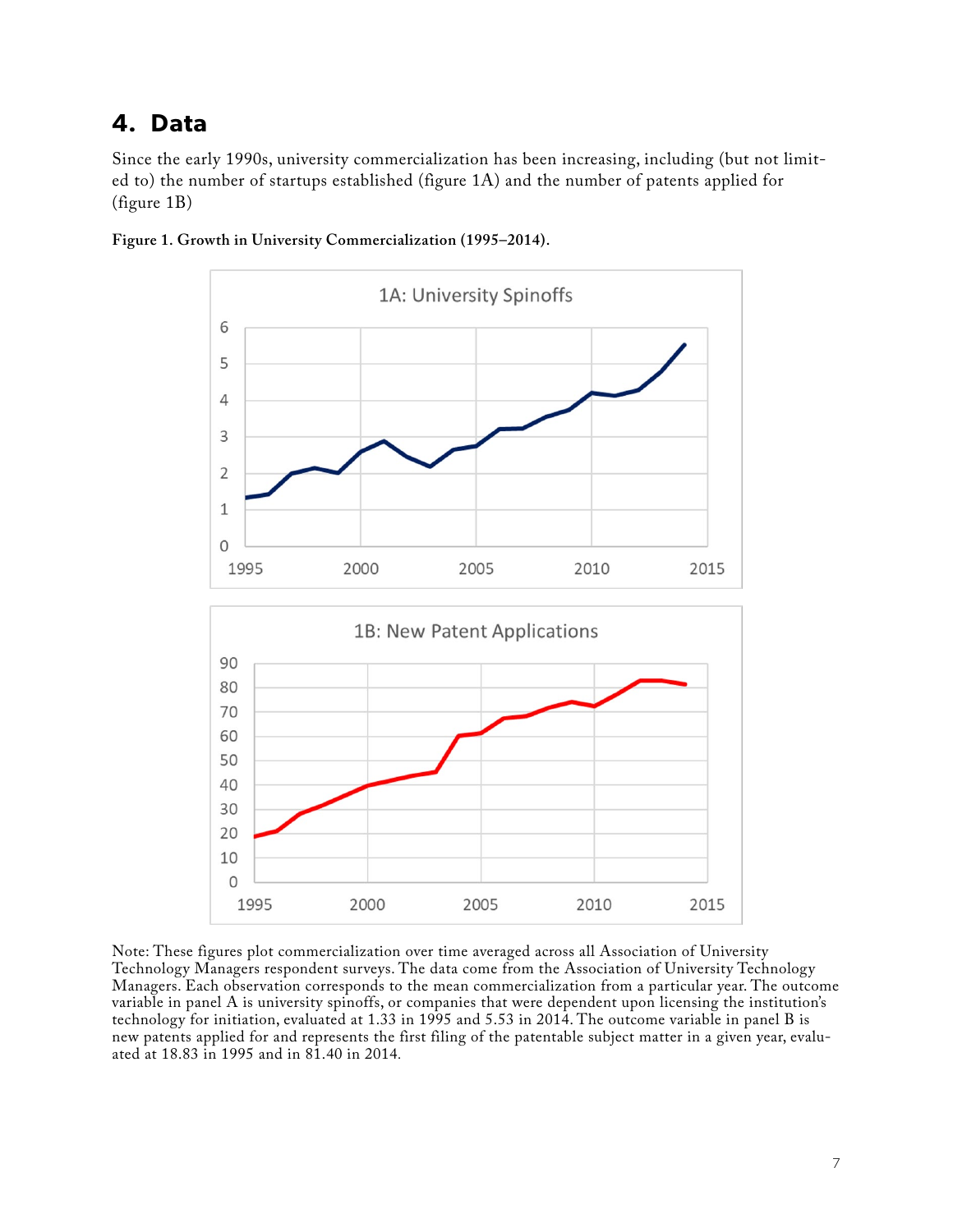## 4. Data

Since the early 1990s, university commercialization has been increasing, including (but not limited to) the number of startups established (figure 1A) and the number of patents applied for (figure 1B)

**Figure 1. Growth in University Commercialization (1995–2014).**

Note: These figures plot commercialization over time averaged across all Association of University Technology Managers respondent surveys. The data come from the Association of University Technology Managers. Each observation corresponds to the mean commercialization from a particular year. The outcome variable in panel A is university spinoffs, or companies that were dependent upon licensing the institution's technology for initiation, evaluated at 1.33 in 1995 and 5.53 in 2014. The outcome variable in panel B is new patents applied for and represents the first filing of the patentable subject matter in a given year, evaluated at 18.83 in 1995 and in 81.40 in 2014.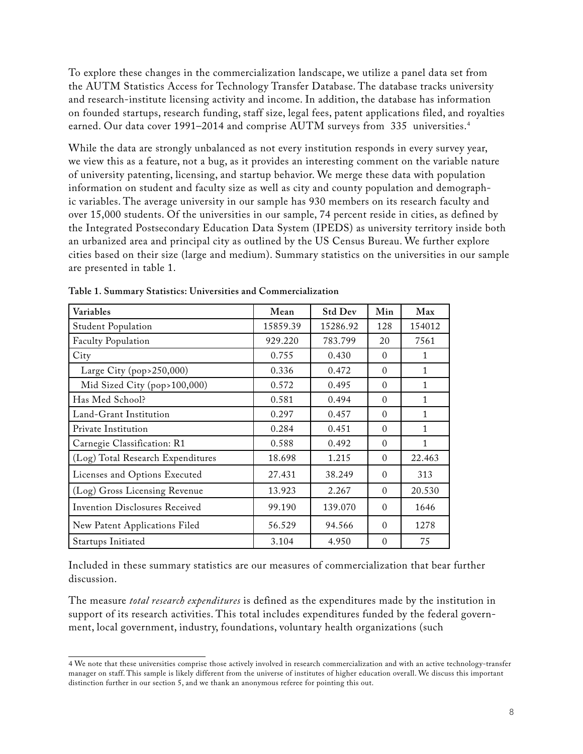To explore these changes in the commercialization landscape, we utilize a panel data set from the AUTM Statistics Access for Technology Transfer Database. The database tracks university and research-institute licensing activity and income. In addition, the database has information on founded startups, research funding, staff size, legal fees, patent applications filed, and royalties earned. Our data cover 1991–2014 and comprise AUTM surveys from 335 universities.[4]

While the data are strongly unbalanced as not every institution responds in every survey year, we view this as a feature, not a bug, as it provides an interesting comment on the variable nature of university patenting, licensing, and startup behavior. We merge these data with population information on student and faculty size as well as city and county population and demographic variables. The average university in our sample has 930 members on its research faculty and over 15,000 students. Of the universities in our sample, 74 percent reside in cities, as defined by the Integrated Postsecondary Education Data System (IPEDS) as university territory inside both an urbanized area and principal city as outlined by the US Census Bureau. We further explore cities based on their size (large and medium). Summary statistics on the universities in our sample are presented in table 1.

**Table 1. Summary Statistics: Universities and Commercialization**

| Variables | Mean | Std Dev | Min | Max |
|---|---|---|---|---|
| Student Population | 15859.39 | 15286.92 | 128 | 154012 |
| Faculty Population | 929.220 | 783.799 | 20 | 7561 |
| City | 0.755 | 0.430 | 0 | 1 |
| Large City (pop>250,000) | 0.336 | 0.472 | 0 | 1 |
| Mid Sized City (pop>100,000) | 0.572 | 0.495 | 0 | 1 |
| Has Med School? | 0.581 | 0.494 | 0 | 1 |
| Land-Grant Institution | 0.297 | 0.457 | 0 | 1 |
| Private Institution | 0.284 | 0.451 | 0 | 1 |
| Carnegie Classification: R1 | 0.588 | 0.492 | 0 | 1 |
| (Log) Total Research Expenditures | 18.698 | 1.215 | 0 | 22.463 |
| Licenses and Options Executed | 27.431 | 38.249 | 0 | 313 |
| (Log) Gross Licensing Revenue | 13.923 | 2.267 | 0 | 20.530 |
| Invention Disclosures Received | 99.190 | 139.070 | 0 | 1646 |
| New Patent Applications Filed | 56.529 | 94.566 | 0 | 1278 |
| Startups Initiated | 3.104 | 4.950 | 0 | 75 |

Included in these summary statistics are our measures of commercialization that bear further discussion.

The measure *total research expenditures* is defined as the expenditures made by the institution in support of its research activities. This total includes expenditures funded by the federal government, local government, industry, foundations, voluntary health organizations (such

---

[4] We note that these universities comprise those actively involved in research commercialization and with an active technology-transfer manager on staff. This sample is likely different from the universe of institutes of higher education overall. We discuss this important distinction further in our section 5, and we thank an anonymous referee for pointing this out.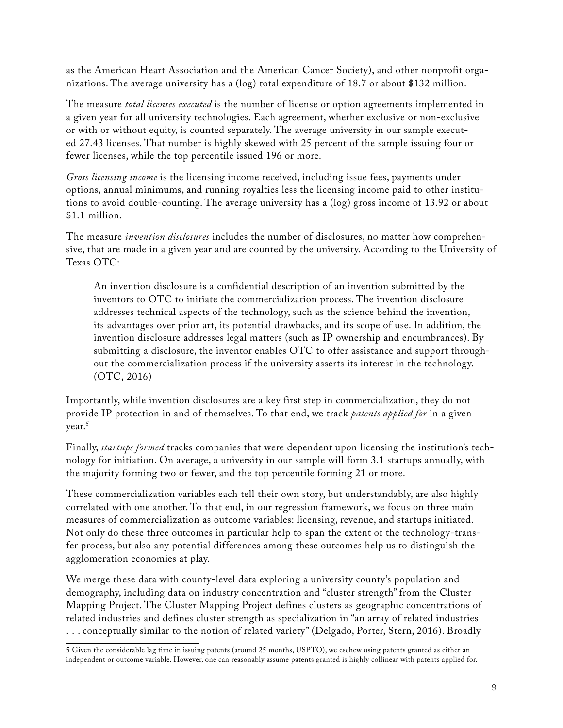as the American Heart Association and the American Cancer Society), and other nonprofit organizations. The average university has a (log) total expenditure of 18.7 or about $132 million.

The measure *total licenses executed* is the number of license or option agreements implemented in a given year for all university technologies. Each agreement, whether exclusive or non-exclusive or with or without equity, is counted separately. The average university in our sample executed 27.43 licenses. That number is highly skewed with 25 percent of the sample issuing four or fewer licenses, while the top percentile issued 196 or more.

*Gross licensing income* is the licensing income received, including issue fees, payments under options, annual minimums, and running royalties less the licensing income paid to other institutions to avoid double-counting. The average university has a (log) gross income of 13.92 or about $1.1 million.

The measure *invention disclosures* includes the number of disclosures, no matter how comprehensive, that are made in a given year and are counted by the university. According to the University of Texas OTC:

> An invention disclosure is a confidential description of an invention submitted by the inventors to OTC to initiate the commercialization process. The invention disclosure addresses technical aspects of the technology, such as the science behind the invention, its advantages over prior art, its potential drawbacks, and its scope of use. In addition, the invention disclosure addresses legal matters (such as IP ownership and encumbrances). By submitting a disclosure, the inventor enables OTC to offer assistance and support throughout the commercialization process if the university asserts its interest in the technology. (OTC, 2016)

Importantly, while invention disclosures are a key first step in commercialization, they do not provide IP protection in and of themselves. To that end, we track *patents applied for* in a given year.[5]

Finally, *startups formed* tracks companies that were dependent upon licensing the institution's technology for initiation. On average, a university in our sample will form 3.1 startups annually, with the majority forming two or fewer, and the top percentile forming 21 or more.

These commercialization variables each tell their own story, but understandably, are also highly correlated with one another. To that end, in our regression framework, we focus on three main measures of commercialization as outcome variables: licensing, revenue, and startups initiated. Not only do these three outcomes in particular help to span the extent of the technology-transfer process, but also any potential differences among these outcomes help us to distinguish the agglomeration economies at play.

We merge these data with county-level data exploring a university county's population and demography, including data on industry concentration and "cluster strength" from the Cluster Mapping Project. The Cluster Mapping Project defines clusters as geographic concentrations of related industries and defines cluster strength as specialization in "an array of related industries . . . conceptually similar to the notion of related variety" (Delgado, Porter, Stern, 2016). Broadly

---

5 Given the considerable lag time in issuing patents (around 25 months, USPTO), we eschew using patents granted as either an independent or outcome variable. However, one can reasonably assume patents granted is highly collinear with patents applied for.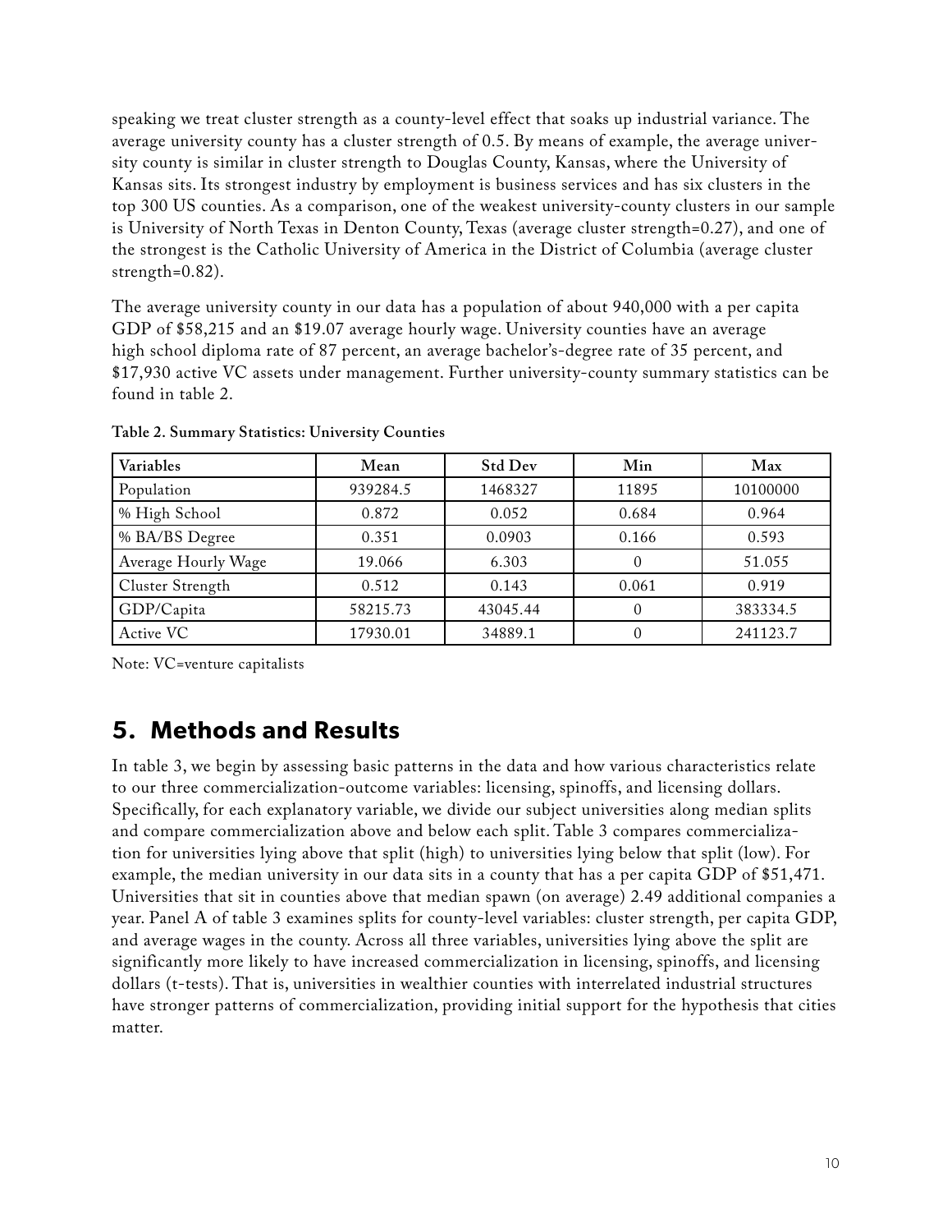speaking we treat cluster strength as a county-level effect that soaks up industrial variance. The average university county has a cluster strength of 0.5. By means of example, the average university county is similar in cluster strength to Douglas County, Kansas, where the University of Kansas sits. Its strongest industry by employment is business services and has six clusters in the top 300 US counties. As a comparison, one of the weakest university-county clusters in our sample is University of North Texas in Denton County, Texas (average cluster strength=0.27), and one of the strongest is the Catholic University of America in the District of Columbia (average cluster strength=0.82).

The average university county in our data has a population of about 940,000 with a per capita GDP of $58,215 and an $19.07 average hourly wage. University counties have an average high school diploma rate of 87 percent, an average bachelor's-degree rate of 35 percent, and $17,930 active VC assets under management. Further university-county summary statistics can be found in table 2.

**Table 2. Summary Statistics: University Counties**

| Variables | Mean | Std Dev | Min | Max |
|---|---|---|---|---|
| Population | 939284.5 | 1468327 | 11895 | 10100000 |
| % High School | 0.872 | 0.052 | 0.684 | 0.964 |
| % BA/BS Degree | 0.351 | 0.0903 | 0.166 | 0.593 |
| Average Hourly Wage | 19.066 | 6.303 | 0 | 51.055 |
| Cluster Strength | 0.512 | 0.143 | 0.061 | 0.919 |
| GDP/Capita | 58215.73 | 43045.44 | 0 | 383334.5 |
| Active VC | 17930.01 | 34889.1 | 0 | 241123.7 |

Note: VC=venture capitalists

## 5. Methods and Results

In table 3, we begin by assessing basic patterns in the data and how various characteristics relate to our three commercialization-outcome variables: licensing, spinoffs, and licensing dollars. Specifically, for each explanatory variable, we divide our subject universities along median splits and compare commercialization above and below each split. Table 3 compares commercialization for universities lying above that split (high) to universities lying below that split (low). For example, the median university in our data sits in a county that has a per capita GDP of $51,471. Universities that sit in counties above that median spawn (on average) 2.49 additional companies a year. Panel A of table 3 examines splits for county-level variables: cluster strength, per capita GDP, and average wages in the county. Across all three variables, universities lying above the split are significantly more likely to have increased commercialization in licensing, spinoffs, and licensing dollars (t-tests). That is, universities in wealthier counties with interrelated industrial structures have stronger patterns of commercialization, providing initial support for the hypothesis that cities matter.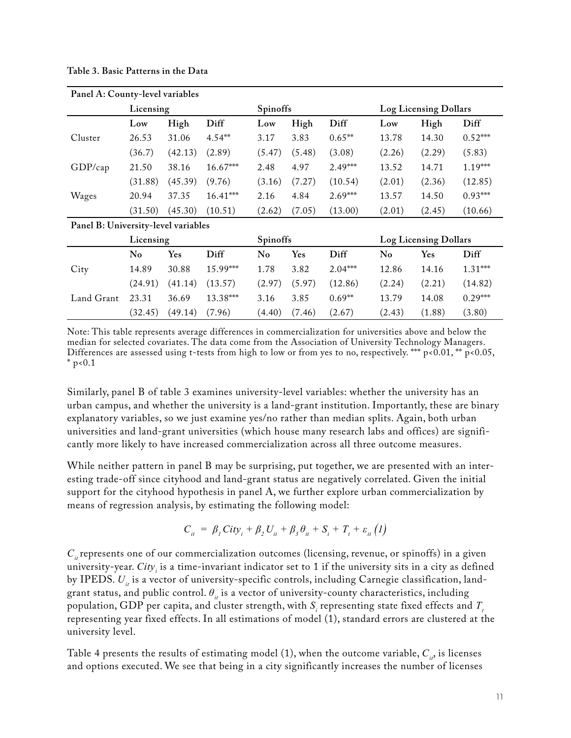**Table 3. Basic Patterns in the Data**

| **Panel A: County-level variables** | | | | | | | | | |
|---|---|---|---|---|---|---|---|---|---|
| | **Licensing** | | | **Spinoffs** | | | **Log Licensing Dollars** | | |
| | **Low** | **High** | **Diff** | **Low** | **High** | **Diff** | **Low** | **High** | **Diff** |
| Cluster | 26.53 | 31.06 | 4.54** | 3.17 | 3.83 | 0.65** | 13.78 | 14.30 | 0.52*** |
| | (36.7) | (42.13) | (2.89) | (5.47) | (5.48) | (3.08) | (2.26) | (2.29) | (5.83) |
| GDP/cap | 21.50 | 38.16 | 16.67*** | 2.48 | 4.97 | 2.49*** | 13.52 | 14.71 | 1.19*** |
| | (31.88) | (45.39) | (9.76) | (3.16) | (7.27) | (10.54) | (2.01) | (2.36) | (12.85) |
| Wages | 20.94 | 37.35 | 16.41*** | 2.16 | 4.84 | 2.69*** | 13.57 | 14.50 | 0.93*** |
| | (31.50) | (45.30) | (10.51) | (2.62) | (7.05) | (13.00) | (2.01) | (2.45) | (10.66) |
| **Panel B: University-level variables** | | | | | | | | | |
| | **Licensing** | | | **Spinoffs** | | | **Log Licensing Dollars** | | |
| | **No** | **Yes** | **Diff** | **No** | **Yes** | **Diff** | **No** | **Yes** | **Diff** |
| City | 14.89 | 30.88 | 15.99*** | 1.78 | 3.82 | 2.04*** | 12.86 | 14.16 | 1.31*** |
| | (24.91) | (41.14) | (13.57) | (2.97) | (5.97) | (12.86) | (2.24) | (2.21) | (14.82) |
| Land Grant | 23.31 | 36.69 | 13.38*** | 3.16 | 3.85 | 0.69** | 13.79 | 14.08 | 0.29*** |
| | (32.45) | (49.14) | (7.96) | (4.40) | (7.46) | (2.67) | (2.43) | (1.88) | (3.80) |

Note: This table represents average differences in commercialization for universities above and below the median for selected covariates. The data come from the Association of University Technology Managers. Differences are assessed using t-tests from high to low or from yes to no, respectively. *** p<0.01, ** p<0.05, * p<0.1

Similarly, panel B of table 3 examines university-level variables: whether the university has an urban campus, and whether the university is a land-grant institution. Importantly, these are binary explanatory variables, so we just examine yes/no rather than median splits. Again, both urban universities and land-grant universities (which house many research labs and offices) are significantly more likely to have increased commercialization across all three outcome measures.

While neither pattern in panel B may be surprising, put together, we are presented with an interesting trade-off since cityhood and land-grant status are negatively correlated. Given the initial support for the cityhood hypothesis in panel A, we further explore urban commercialization by means of regression analysis, by estimating the following model:

$$C_{it} = \beta_1 City_i + \beta_2 U_{it} + \beta_3 \theta_{it} + S_i + T_t + \varepsilon_{it} \quad (1)$$

$C_{it}$ represents one of our commercialization outcomes (licensing, revenue, or spinoffs) in a given university-year. $City_i$ is a time-invariant indicator set to 1 if the university sits in a city as defined by IPEDS. $U_{it}$ is a vector of university-specific controls, including Carnegie classification, land-grant status, and public control. $\theta_{it}$ is a vector of university-county characteristics, including population, GDP per capita, and cluster strength, with $S_i$ representing state fixed effects and $T_t$ representing year fixed effects. In all estimations of model (1), standard errors are clustered at the university level.

Table 4 presents the results of estimating model (1), when the outcome variable, $C_{it}$, is licenses and options executed. We see that being in a city significantly increases the number of licenses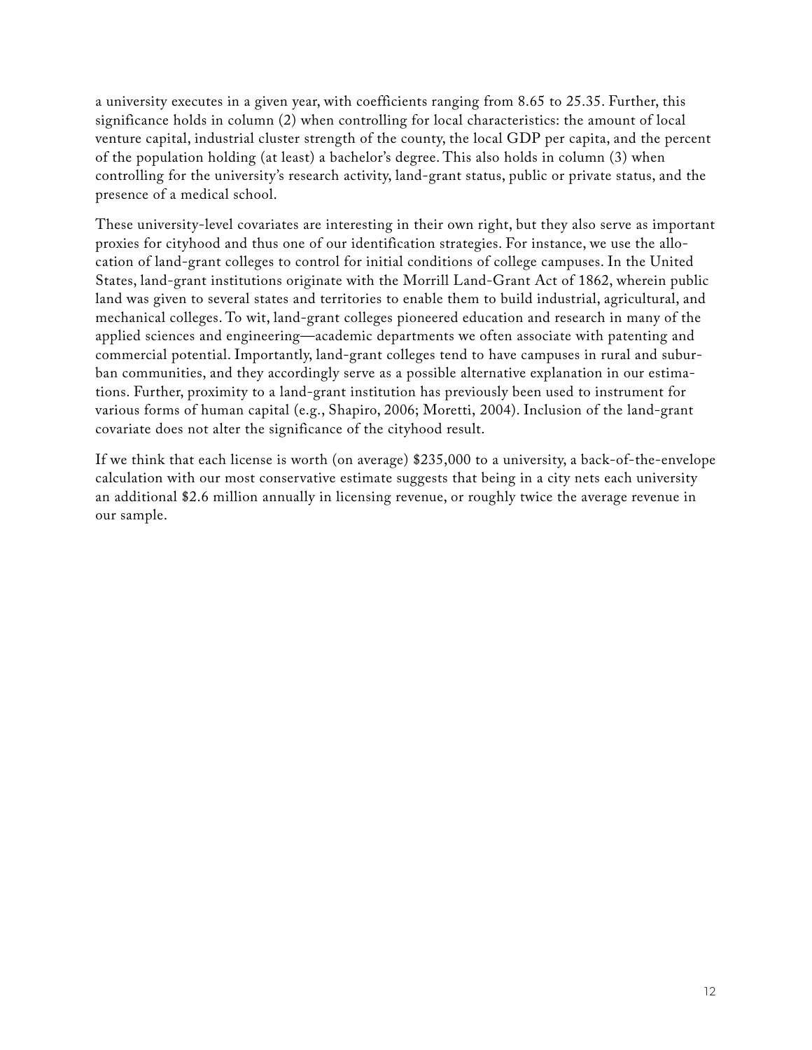a university executes in a given year, with coefficients ranging from 8.65 to 25.35. Further, this significance holds in column (2) when controlling for local characteristics: the amount of local venture capital, industrial cluster strength of the county, the local GDP per capita, and the percent of the population holding (at least) a bachelor's degree. This also holds in column (3) when controlling for the university's research activity, land-grant status, public or private status, and the presence of a medical school.

These university-level covariates are interesting in their own right, but they also serve as important proxies for cityhood and thus one of our identification strategies. For instance, we use the allocation of land-grant colleges to control for initial conditions of college campuses. In the United States, land-grant institutions originate with the Morrill Land-Grant Act of 1862, wherein public land was given to several states and territories to enable them to build industrial, agricultural, and mechanical colleges. To wit, land-grant colleges pioneered education and research in many of the applied sciences and engineering—academic departments we often associate with patenting and commercial potential. Importantly, land-grant colleges tend to have campuses in rural and suburban communities, and they accordingly serve as a possible alternative explanation in our estimations. Further, proximity to a land-grant institution has previously been used to instrument for various forms of human capital (e.g., Shapiro, 2006; Moretti, 2004). Inclusion of the land-grant covariate does not alter the significance of the cityhood result.

If we think that each license is worth (on average) $235,000 to a university, a back-of-the-envelope calculation with our most conservative estimate suggests that being in a city nets each university an additional $2.6 million annually in licensing revenue, or roughly twice the average revenue in our sample.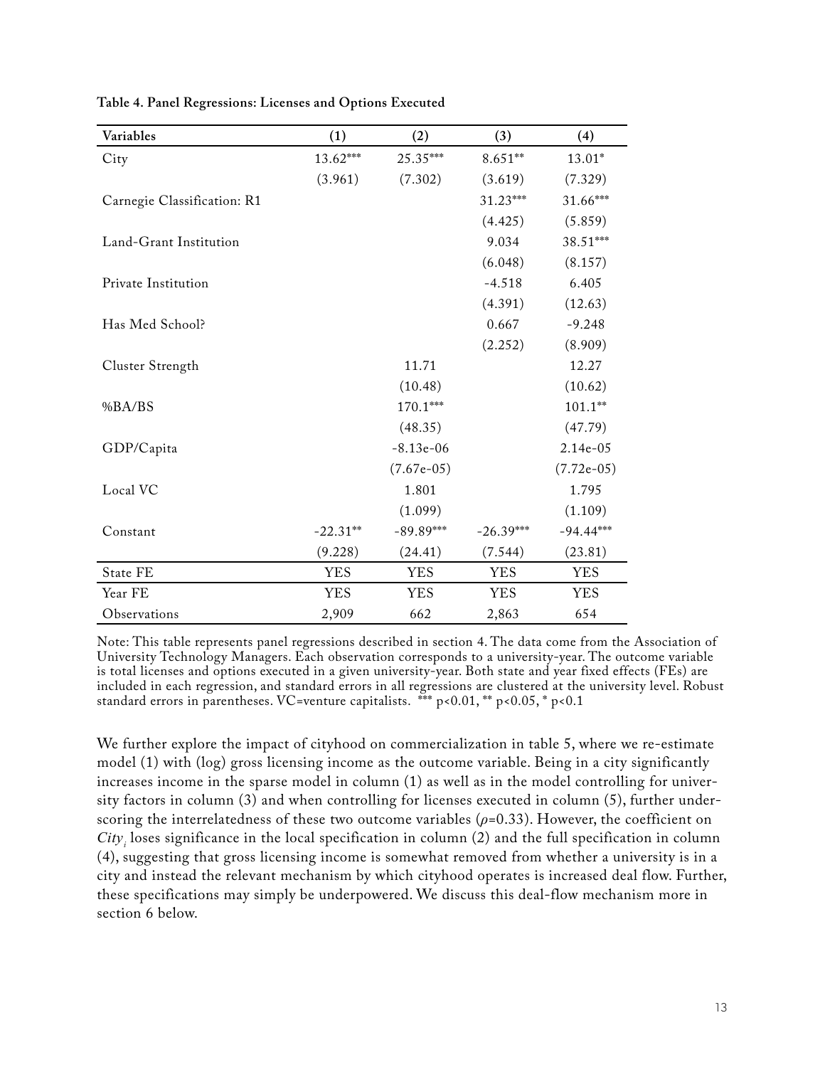**Table 4. Panel Regressions: Licenses and Options Executed**

| Variables | (1) | (2) | (3) | (4) |
|---|---|---|---|---|
| City | 13.62*** | 25.35*** | 8.651** | 13.01* |
| | (3.961) | (7.302) | (3.619) | (7.329) |
| Carnegie Classification: R1 | | | 31.23*** | 31.66*** |
| | | | (4.425) | (5.859) |
| Land-Grant Institution | | | 9.034 | 38.51*** |
| | | | (6.048) | (8.157) |
| Private Institution | | | -4.518 | 6.405 |
| | | | (4.391) | (12.63) |
| Has Med School? | | | 0.667 | -9.248 |
| | | | (2.252) | (8.909) |
| Cluster Strength | | 11.71 | | 12.27 |
| | | (10.48) | | (10.62) |
| %BA/BS | | 170.1*** | | 101.1** |
| | | (48.35) | | (47.79) |
| GDP/Capita | | -8.13e-06 | | 2.14e-05 |
| | | (7.67e-05) | | (7.72e-05) |
| Local VC | | 1.801 | | 1.795 |
| | | (1.099) | | (1.109) |
| Constant | -22.31** | -89.89*** | -26.39*** | -94.44*** |
| | (9.228) | (24.41) | (7.544) | (23.81) |
| State FE | YES | YES | YES | YES |
| Year FE | YES | YES | YES | YES |
| Observations | 2,909 | 662 | 2,863 | 654 |

Note: This table represents panel regressions described in section 4. The data come from the Association of University Technology Managers. Each observation corresponds to a university-year. The outcome variable is total licenses and options executed in a given university-year. Both state and year fixed effects (FEs) are included in each regression, and standard errors in all regressions are clustered at the university level. Robust standard errors in parentheses. VC=venture capitalists. *** p<0.01, ** p<0.05, * p<0.1

We further explore the impact of cityhood on commercialization in table 5, where we re-estimate model (1) with (log) gross licensing income as the outcome variable. Being in a city significantly increases income in the sparse model in column (1) as well as in the model controlling for university factors in column (3) and when controlling for licenses executed in column (5), further underscoring the interrelatedness of these two outcome variables ($\rho$=0.33). However, the coefficient on $City_i$ loses significance in the local specification in column (2) and the full specification in column (4), suggesting that gross licensing income is somewhat removed from whether a university is in a city and instead the relevant mechanism by which cityhood operates is increased deal flow. Further, these specifications may simply be underpowered. We discuss this deal-flow mechanism more in section 6 below.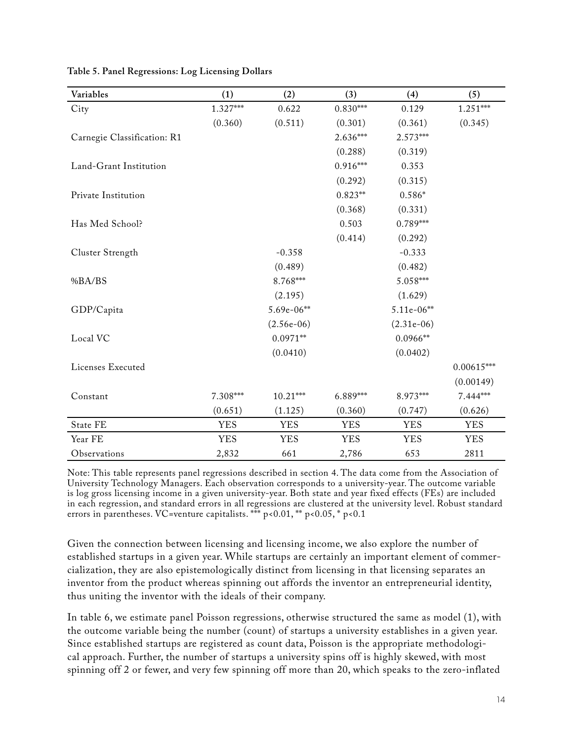**Table 5. Panel Regressions: Log Licensing Dollars**

| Variables | (1) | (2) | (3) | (4) | (5) |
|---|---|---|---|---|---|
| City | 1.327*** | 0.622 | 0.830*** | 0.129 | 1.251*** |
| | (0.360) | (0.511) | (0.301) | (0.361) | (0.345) |
| Carnegie Classification: R1 | | | 2.636*** | 2.573*** | |
| | | | (0.288) | (0.319) | |
| Land-Grant Institution | | | 0.916*** | 0.353 | |
| | | | (0.292) | (0.315) | |
| Private Institution | | | 0.823** | 0.586* | |
| | | | (0.368) | (0.331) | |
| Has Med School? | | | 0.503 | 0.789*** | |
| | | | (0.414) | (0.292) | |
| Cluster Strength | | -0.358 | | -0.333 | |
| | | (0.489) | | (0.482) | |
| %BA/BS | | 8.768*** | | 5.058*** | |
| | | (2.195) | | (1.629) | |
| GDP/Capita | | 5.69e-06** | | 5.11e-06** | |
| | | (2.56e-06) | | (2.31e-06) | |
| Local VC | | 0.0971** | | 0.0966** | |
| | | (0.0410) | | (0.0402) | |
| Licenses Executed | | | | | 0.00615*** |
| | | | | | (0.00149) |
| Constant | 7.308*** | 10.21*** | 6.889*** | 8.973*** | 7.444*** |
| | (0.651) | (1.125) | (0.360) | (0.747) | (0.626) |
| State FE | YES | YES | YES | YES | YES |
| Year FE | YES | YES | YES | YES | YES |
| Observations | 2,832 | 661 | 2,786 | 653 | 2811 |

Note: This table represents panel regressions described in section 4. The data come from the Association of University Technology Managers. Each observation corresponds to a university-year. The outcome variable is log gross licensing income in a given university-year. Both state and year fixed effects (FEs) are included in each regression, and standard errors in all regressions are clustered at the university level. Robust standard errors in parentheses. VC=venture capitalists. *** $p<0.01$, ** $p<0.05$, * $p<0.1$

Given the connection between licensing and licensing income, we also explore the number of established startups in a given year. While startups are certainly an important element of commercialization, they are also epistemologically distinct from licensing in that licensing separates an inventor from the product whereas spinning out affords the inventor an entrepreneurial identity, thus uniting the inventor with the ideals of their company.

In table 6, we estimate panel Poisson regressions, otherwise structured the same as model (1), with the outcome variable being the number (count) of startups a university establishes in a given year. Since established startups are registered as count data, Poisson is the appropriate methodological approach. Further, the number of startups a university spins off is highly skewed, with most spinning off 2 or fewer, and very few spinning off more than 20, which speaks to the zero-inflated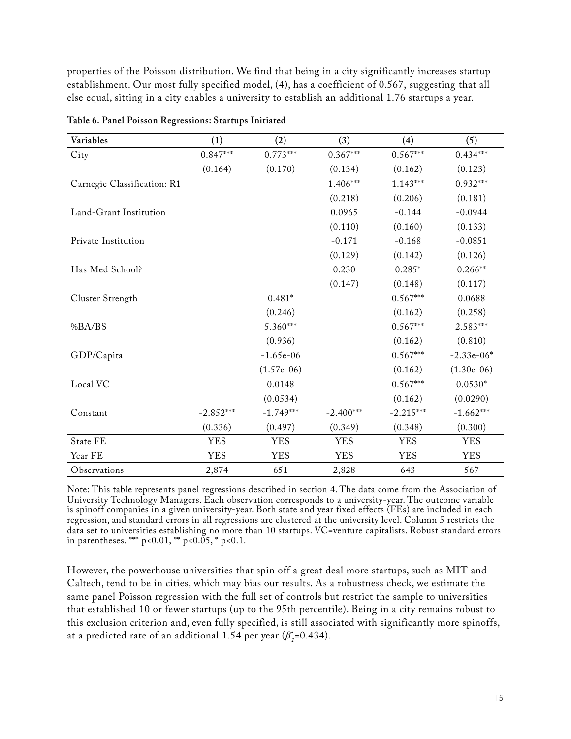properties of the Poisson distribution. We find that being in a city significantly increases startup establishment. Our most fully specified model, (4), has a coefficient of 0.567, suggesting that all else equal, sitting in a city enables a university to establish an additional 1.76 startups a year.

**Table 6. Panel Poisson Regressions: Startups Initiated**

| Variables | (1) | (2) | (3) | (4) | (5) |
|---|---|---|---|---|---|
| City | 0.847*** | 0.773*** | 0.367*** | 0.567*** | 0.434*** |
| | (0.164) | (0.170) | (0.134) | (0.162) | (0.123) |
| Carnegie Classification: R1 | | | 1.406*** | 1.143*** | 0.932*** |
| | | | (0.218) | (0.206) | (0.181) |
| Land-Grant Institution | | | 0.0965 | -0.144 | -0.0944 |
| | | | (0.110) | (0.160) | (0.133) |
| Private Institution | | | -0.171 | -0.168 | -0.0851 |
| | | | (0.129) | (0.142) | (0.126) |
| Has Med School? | | | 0.230 | 0.285* | 0.266** |
| | | | (0.147) | (0.148) | (0.117) |
| Cluster Strength | | 0.481* | | 0.567*** | 0.0688 |
| | | (0.246) | | (0.162) | (0.258) |
| %BA/BS | | 5.360*** | | 0.567*** | 2.583*** |
| | | (0.936) | | (0.162) | (0.810) |
| GDP/Capita | | -1.65e-06 | | 0.567*** | -2.33e-06* |
| | | (1.57e-06) | | (0.162) | (1.30e-06) |
| Local VC | | 0.0148 | | 0.567*** | 0.0530* |
| | | (0.0534) | | (0.162) | (0.0290) |
| Constant | -2.852*** | -1.749*** | -2.400*** | -2.215*** | -1.662*** |
| | (0.336) | (0.497) | (0.349) | (0.348) | (0.300) |
| State FE | YES | YES | YES | YES | YES |
| Year FE | YES | YES | YES | YES | YES |
| Observations | 2,874 | 651 | 2,828 | 643 | 567 |

Note: This table represents panel regressions described in section 4. The data come from the Association of University Technology Managers. Each observation corresponds to a university-year. The outcome variable is spinoff companies in a given university-year. Both state and year fixed effects (FEs) are included in each regression, and standard errors in all regressions are clustered at the university level. Column 5 restricts the data set to universities establishing no more than 10 startups. VC=venture capitalists. Robust standard errors in parentheses. *** $p<0.01$, ** $p<0.05$, * $p<0.1$.

However, the powerhouse universities that spin off a great deal more startups, such as MIT and Caltech, tend to be in cities, which may bias our results. As a robustness check, we estimate the same panel Poisson regression with the full set of controls but restrict the sample to universities that established 10 or fewer startups (up to the 95th percentile). Being in a city remains robust to this exclusion criterion and, even fully specified, is still associated with significantly more spinoffs, at a predicted rate of an additional 1.54 per year ($\hat{\beta}_1$=0.434).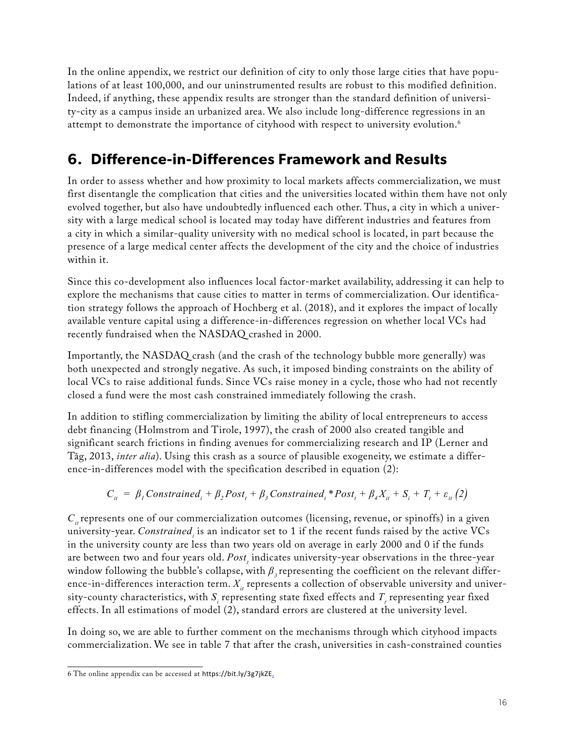In the online appendix, we restrict our definition of city to only those large cities that have populations of at least 100,000, and our uninstrumented results are robust to this modified definition. Indeed, if anything, these appendix results are stronger than the standard definition of university-city as a campus inside an urbanized area. We also include long-difference regressions in an attempt to demonstrate the importance of cityhood with respect to university evolution.[6]

## 6. Difference-in-Differences Framework and Results

In order to assess whether and how proximity to local markets affects commercialization, we must first disentangle the complication that cities and the universities located within them have not only evolved together, but also have undoubtedly influenced each other. Thus, a city in which a university with a large medical school is located may today have different industries and features from a city in which a similar-quality university with no medical school is located, in part because the presence of a large medical center affects the development of the city and the choice of industries within it.

Since this co-development also influences local factor-market availability, addressing it can help to explore the mechanisms that cause cities to matter in terms of commercialization. Our identification strategy follows the approach of Hochberg et al. (2018), and it explores the impact of locally available venture capital using a difference-in-differences regression on whether local VCs had recently fundraised when the NASDAQ crashed in 2000.

Importantly, the NASDAQ crash (and the crash of the technology bubble more generally) was both unexpected and strongly negative. As such, it imposed binding constraints on the ability of local VCs to raise additional funds. Since VCs raise money in a cycle, those who had not recently closed a fund were the most cash constrained immediately following the crash.

In addition to stifling commercialization by limiting the ability of local entrepreneurs to access debt financing (Holmstrom and Tirole, 1997), the crash of 2000 also created tangible and significant search frictions in finding avenues for commercializing research and IP (Lerner and Tåg, 2013, *inter alia*). Using this crash as a source of plausible exogeneity, we estimate a difference-in-differences model with the specification described in equation (2):

$$C_{it} = \beta_1 Constrained_i + \beta_2 Post_t + \beta_3 Constrained_i * Post_t + \beta_4 X_{it} + S_i + T_t + \varepsilon_{it} \quad (2)$$

$C_{it}$ represents one of our commercialization outcomes (licensing, revenue, or spinoffs) in a given university-year. $Constrained_i$ is an indicator set to 1 if the recent funds raised by the active VCs in the university county are less than two years old on average in early 2000 and 0 if the funds are between two and four years old. $Post_t$ indicates university-year observations in the three-year window following the bubble's collapse, with $\beta_3$ representing the coefficient on the relevant difference-in-differences interaction term. $X_{it}$ represents a collection of observable university and university-county characteristics, with $S_i$ representing state fixed effects and $T_t$ representing year fixed effects. In all estimations of model (2), standard errors are clustered at the university level.

In doing so, we are able to further comment on the mechanisms through which cityhood impacts commercialization. We see in table 7 that after the crash, universities in cash-constrained counties

[6] The online appendix can be accessed at https://bit.ly/3g7jkZE.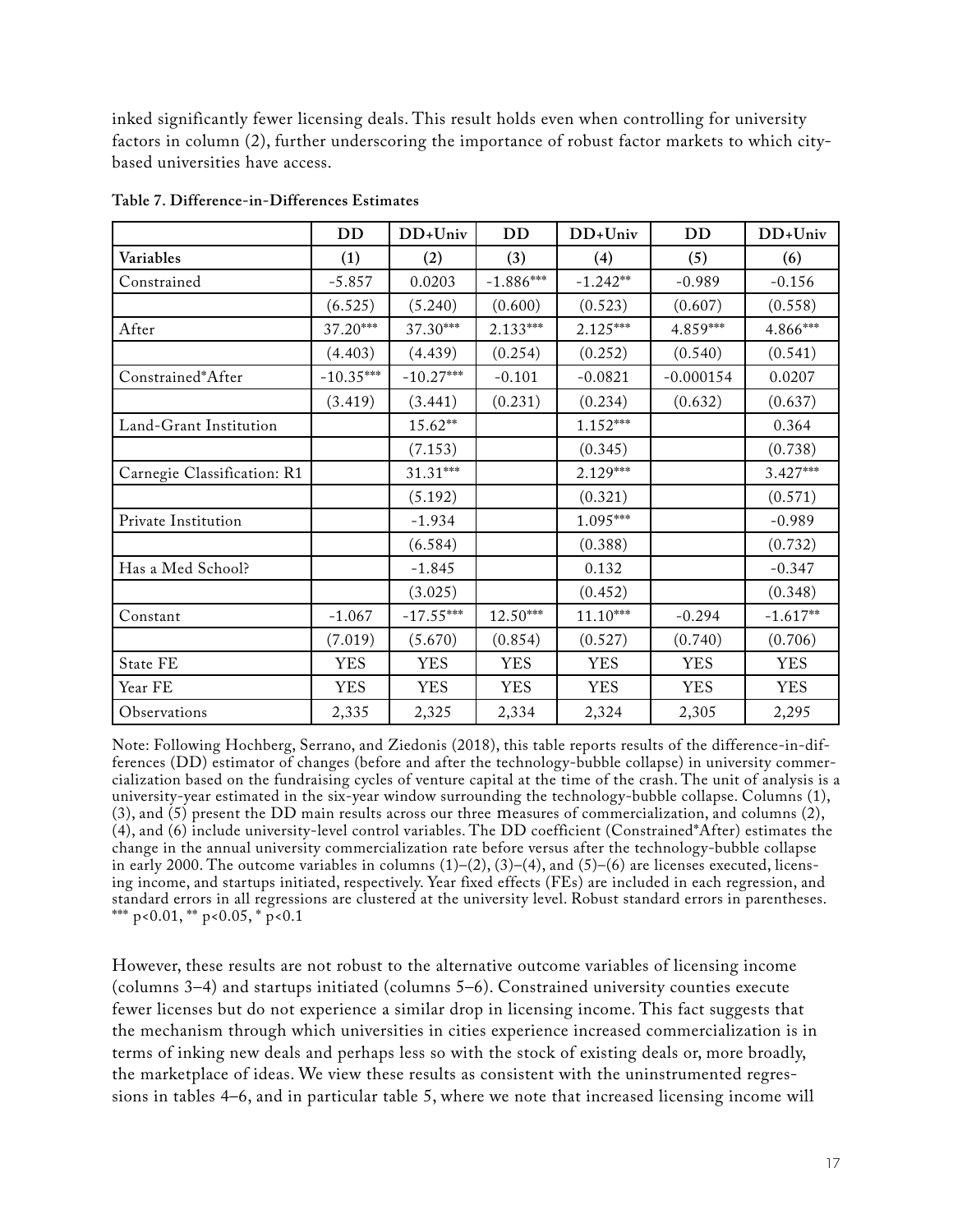inked significantly fewer licensing deals. This result holds even when controlling for university factors in column (2), further underscoring the importance of robust factor markets to which city-based universities have access.

**Table 7. Difference-in-Differences Estimates**

| | DD | DD+Univ | DD | DD+Univ | DD | DD+Univ |
|---|---|---|---|---|---|---|
| **Variables** | **(1)** | **(2)** | **(3)** | **(4)** | **(5)** | **(6)** |
| Constrained | -5.857 | 0.0203 | -1.886*** | -1.242** | -0.989 | -0.156 |
| | (6.525) | (5.240) | (0.600) | (0.523) | (0.607) | (0.558) |
| After | 37.20*** | 37.30*** | 2.133*** | 2.125*** | 4.859*** | 4.866*** |
| | (4.403) | (4.439) | (0.254) | (0.252) | (0.540) | (0.541) |
| Constrained*After | -10.35*** | -10.27*** | -0.101 | -0.0821 | -0.000154 | 0.0207 |
| | (3.419) | (3.441) | (0.231) | (0.234) | (0.632) | (0.637) |
| Land-Grant Institution | | 15.62** | | 1.152*** | | 0.364 |
| | | (7.153) | | (0.345) | | (0.738) |
| Carnegie Classification: R1 | | 31.31*** | | 2.129*** | | 3.427*** |
| | | (5.192) | | (0.321) | | (0.571) |
| Private Institution | | -1.934 | | 1.095*** | | -0.989 |
| | | (6.584) | | (0.388) | | (0.732) |
| Has a Med School? | | -1.845 | | 0.132 | | -0.347 |
| | | (3.025) | | (0.452) | | (0.348) |
| Constant | -1.067 | -17.55*** | 12.50*** | 11.10*** | -0.294 | -1.617** |
| | (7.019) | (5.670) | (0.854) | (0.527) | (0.740) | (0.706) |
| State FE | YES | YES | YES | YES | YES | YES |
| Year FE | YES | YES | YES | YES | YES | YES |
| Observations | 2,335 | 2,325 | 2,334 | 2,324 | 2,305 | 2,295 |

Note: Following Hochberg, Serrano, and Ziedonis (2018), this table reports results of the difference-in-differences (DD) estimator of changes (before and after the technology-bubble collapse) in university commercialization based on the fundraising cycles of venture capital at the time of the crash. The unit of analysis is a university-year estimated in the six-year window surrounding the technology-bubble collapse. Columns (1), (3), and (5) present the DD main results across our three measures of commercialization, and columns (2), (4), and (6) include university-level control variables. The DD coefficient (Constrained*After) estimates the change in the annual university commercialization rate before versus after the technology-bubble collapse in early 2000. The outcome variables in columns (1)–(2), (3)–(4), and (5)–(6) are licenses executed, licensing income, and startups initiated, respectively. Year fixed effects (FEs) are included in each regression, and standard errors in all regressions are clustered at the university level. Robust standard errors in parentheses. *** $p<0.01$, ** $p<0.05$, * $p<0.1$

However, these results are not robust to the alternative outcome variables of licensing income (columns 3–4) and startups initiated (columns 5–6). Constrained university counties execute fewer licenses but do not experience a similar drop in licensing income. This fact suggests that the mechanism through which universities in cities experience increased commercialization is in terms of inking new deals and perhaps less so with the stock of existing deals or, more broadly, the marketplace of ideas. We view these results as consistent with the uninstrumented regressions in tables 4–6, and in particular table 5, where we note that increased licensing income will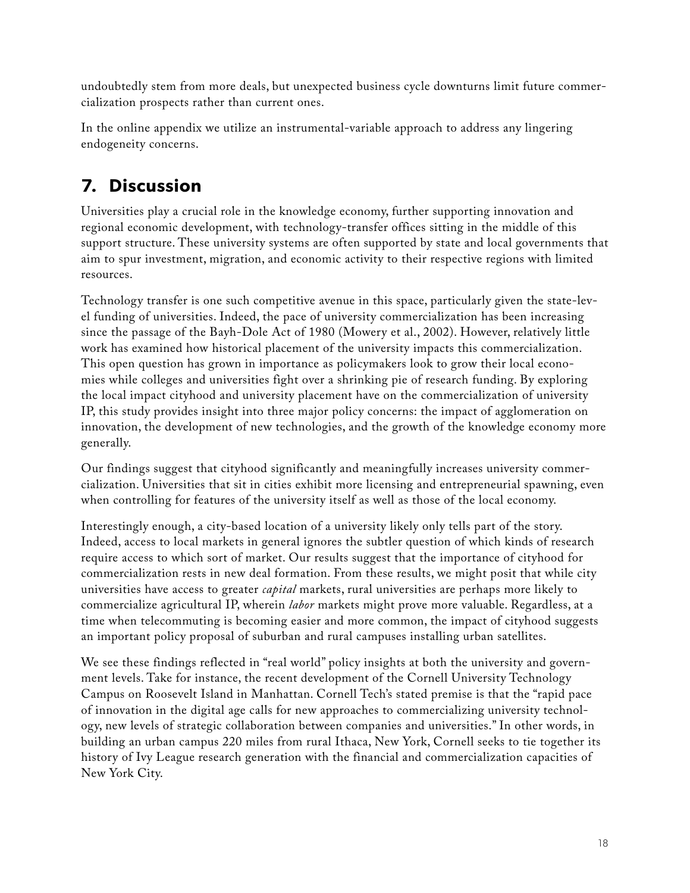undoubtedly stem from more deals, but unexpected business cycle downturns limit future commercialization prospects rather than current ones.

In the online appendix we utilize an instrumental-variable approach to address any lingering endogeneity concerns.

## 7. Discussion

Universities play a crucial role in the knowledge economy, further supporting innovation and regional economic development, with technology-transfer offices sitting in the middle of this support structure. These university systems are often supported by state and local governments that aim to spur investment, migration, and economic activity to their respective regions with limited resources.

Technology transfer is one such competitive avenue in this space, particularly given the state-level funding of universities. Indeed, the pace of university commercialization has been increasing since the passage of the Bayh-Dole Act of 1980 (Mowery et al., 2002). However, relatively little work has examined how historical placement of the university impacts this commercialization. This open question has grown in importance as policymakers look to grow their local economies while colleges and universities fight over a shrinking pie of research funding. By exploring the local impact cityhood and university placement have on the commercialization of university IP, this study provides insight into three major policy concerns: the impact of agglomeration on innovation, the development of new technologies, and the growth of the knowledge economy more generally.

Our findings suggest that cityhood significantly and meaningfully increases university commercialization. Universities that sit in cities exhibit more licensing and entrepreneurial spawning, even when controlling for features of the university itself as well as those of the local economy.

Interestingly enough, a city-based location of a university likely only tells part of the story. Indeed, access to local markets in general ignores the subtler question of which kinds of research require access to which sort of market. Our results suggest that the importance of cityhood for commercialization rests in new deal formation. From these results, we might posit that while city universities have access to greater *capital* markets, rural universities are perhaps more likely to commercialize agricultural IP, wherein *labor* markets might prove more valuable. Regardless, at a time when telecommuting is becoming easier and more common, the impact of cityhood suggests an important policy proposal of suburban and rural campuses installing urban satellites.

We see these findings reflected in "real world" policy insights at both the university and government levels. Take for instance, the recent development of the Cornell University Technology Campus on Roosevelt Island in Manhattan. Cornell Tech's stated premise is that the "rapid pace of innovation in the digital age calls for new approaches to commercializing university technology, new levels of strategic collaboration between companies and universities." In other words, in building an urban campus 220 miles from rural Ithaca, New York, Cornell seeks to tie together its history of Ivy League research generation with the financial and commercialization capacities of New York City.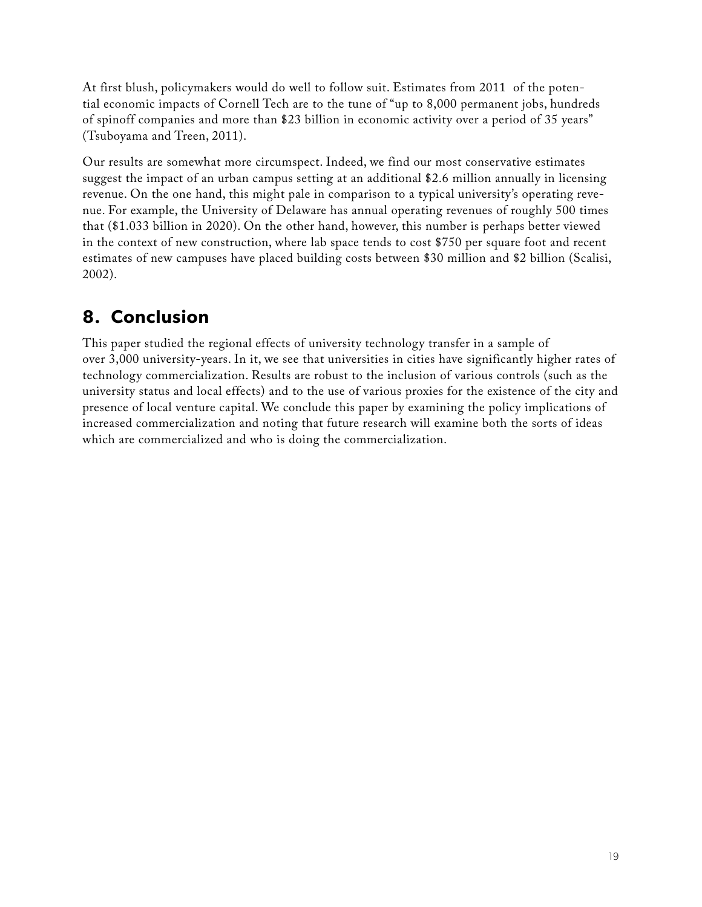At first blush, policymakers would do well to follow suit. Estimates from 2011 of the potential economic impacts of Cornell Tech are to the tune of "up to 8,000 permanent jobs, hundreds of spinoff companies and more than $23 billion in economic activity over a period of 35 years" (Tsuboyama and Treen, 2011).

Our results are somewhat more circumspect. Indeed, we find our most conservative estimates suggest the impact of an urban campus setting at an additional $2.6 million annually in licensing revenue. On the one hand, this might pale in comparison to a typical university's operating revenue. For example, the University of Delaware has annual operating revenues of roughly 500 times that ($1.033 billion in 2020). On the other hand, however, this number is perhaps better viewed in the context of new construction, where lab space tends to cost $750 per square foot and recent estimates of new campuses have placed building costs between $30 million and $2 billion (Scalisi, 2002).

## 8. Conclusion

This paper studied the regional effects of university technology transfer in a sample of over 3,000 university-years. In it, we see that universities in cities have significantly higher rates of technology commercialization. Results are robust to the inclusion of various controls (such as the university status and local effects) and to the use of various proxies for the existence of the city and presence of local venture capital. We conclude this paper by examining the policy implications of increased commercialization and noting that future research will examine both the sorts of ideas which are commercialized and who is doing the commercialization.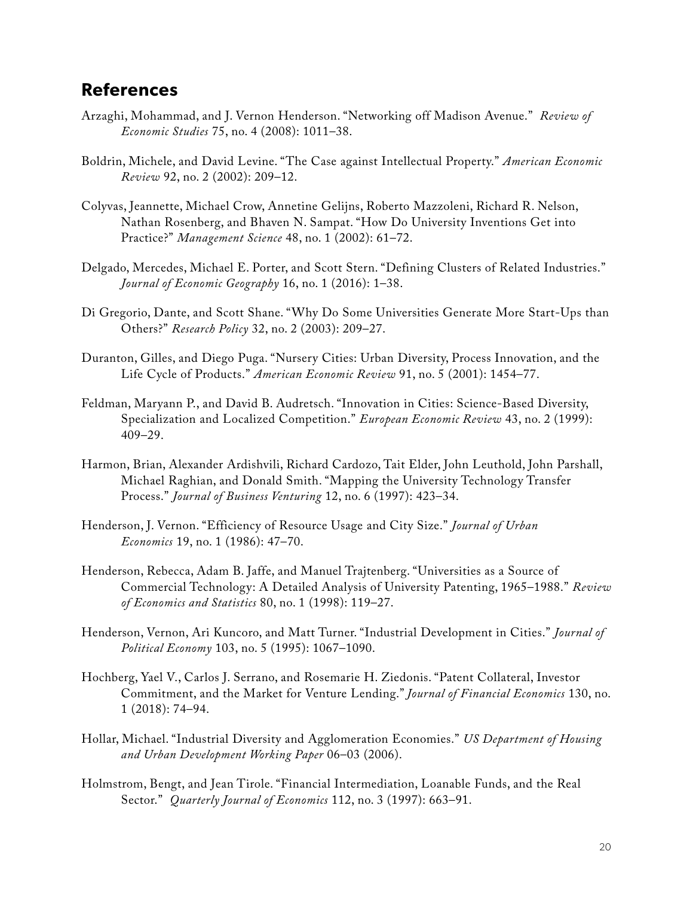## References

Arzaghi, Mohammad, and J. Vernon Henderson. "Networking off Madison Avenue." *Review of Economic Studies* 75, no. 4 (2008): 1011–38.

Boldrin, Michele, and David Levine. "The Case against Intellectual Property." *American Economic Review* 92, no. 2 (2002): 209–12.

Colyvas, Jeannette, Michael Crow, Annetine Gelijns, Roberto Mazzoleni, Richard R. Nelson, Nathan Rosenberg, and Bhaven N. Sampat. "How Do University Inventions Get into Practice?" *Management Science* 48, no. 1 (2002): 61–72.

Delgado, Mercedes, Michael E. Porter, and Scott Stern. "Defining Clusters of Related Industries." *Journal of Economic Geography* 16, no. 1 (2016): 1–38.

Di Gregorio, Dante, and Scott Shane. "Why Do Some Universities Generate More Start-Ups than Others?" *Research Policy* 32, no. 2 (2003): 209–27.

Duranton, Gilles, and Diego Puga. "Nursery Cities: Urban Diversity, Process Innovation, and the Life Cycle of Products." *American Economic Review* 91, no. 5 (2001): 1454–77.

Feldman, Maryann P., and David B. Audretsch. "Innovation in Cities: Science-Based Diversity, Specialization and Localized Competition." *European Economic Review* 43, no. 2 (1999): 409–29.

Harmon, Brian, Alexander Ardishvili, Richard Cardozo, Tait Elder, John Leuthold, John Parshall, Michael Raghian, and Donald Smith. "Mapping the University Technology Transfer Process." *Journal of Business Venturing* 12, no. 6 (1997): 423–34.

Henderson, J. Vernon. "Efficiency of Resource Usage and City Size." *Journal of Urban Economics* 19, no. 1 (1986): 47–70.

Henderson, Rebecca, Adam B. Jaffe, and Manuel Trajtenberg. "Universities as a Source of Commercial Technology: A Detailed Analysis of University Patenting, 1965–1988." *Review of Economics and Statistics* 80, no. 1 (1998): 119–27.

Henderson, Vernon, Ari Kuncoro, and Matt Turner. "Industrial Development in Cities." *Journal of Political Economy* 103, no. 5 (1995): 1067–1090.

Hochberg, Yael V., Carlos J. Serrano, and Rosemarie H. Ziedonis. "Patent Collateral, Investor Commitment, and the Market for Venture Lending." *Journal of Financial Economics* 130, no. 1 (2018): 74–94.

Hollar, Michael. "Industrial Diversity and Agglomeration Economies." *US Department of Housing and Urban Development Working Paper* 06–03 (2006).

Holmstrom, Bengt, and Jean Tirole. "Financial Intermediation, Loanable Funds, and the Real Sector." *Quarterly Journal of Economics* 112, no. 3 (1997): 663–91.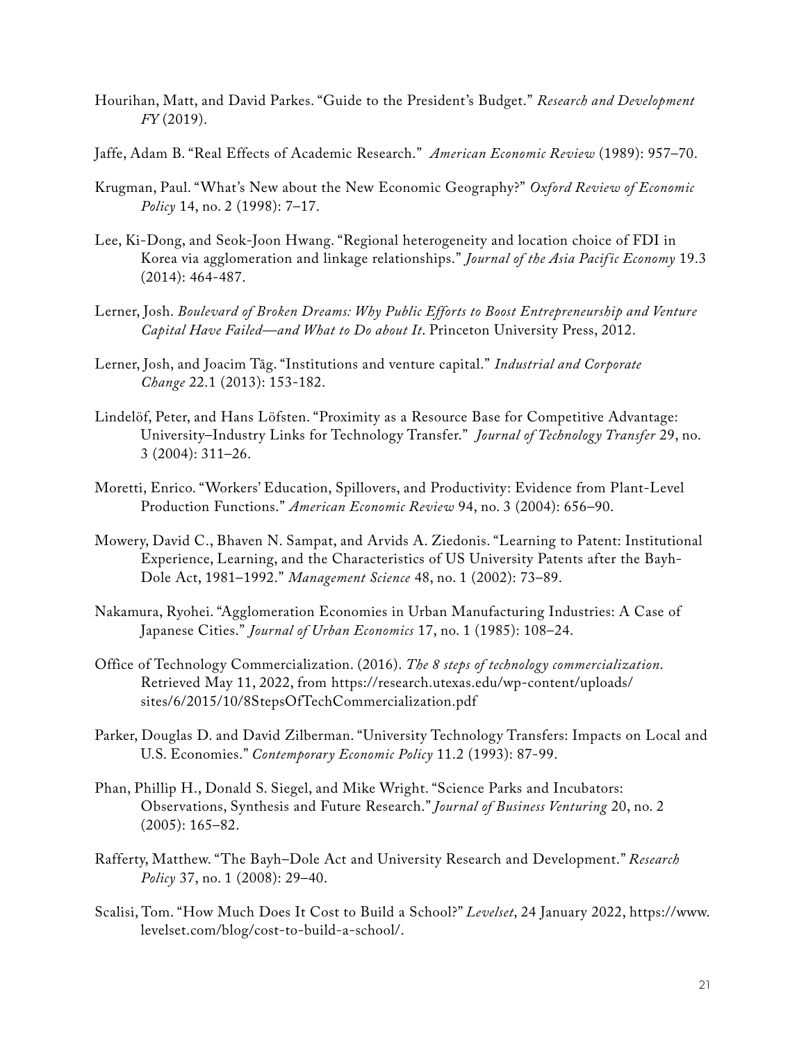Hourihan, Matt, and David Parkes. "Guide to the President's Budget." *Research and Development FY* (2019).

Jaffe, Adam B. "Real Effects of Academic Research." *American Economic Review* (1989): 957–70.

Krugman, Paul. "What's New about the New Economic Geography?" *Oxford Review of Economic Policy* 14, no. 2 (1998): 7–17.

Lee, Ki-Dong, and Seok-Joon Hwang. "Regional heterogeneity and location choice of FDI in Korea via agglomeration and linkage relationships." *Journal of the Asia Pacific Economy* 19.3 (2014): 464-487.

Lerner, Josh. *Boulevard of Broken Dreams: Why Public Efforts to Boost Entrepreneurship and Venture Capital Have Failed—and What to Do about It*. Princeton University Press, 2012.

Lerner, Josh, and Joacim Tåg. "Institutions and venture capital." *Industrial and Corporate Change* 22.1 (2013): 153-182.

Lindelöf, Peter, and Hans Löfsten. "Proximity as a Resource Base for Competitive Advantage: University–Industry Links for Technology Transfer." *Journal of Technology Transfer* 29, no. 3 (2004): 311–26.

Moretti, Enrico. "Workers' Education, Spillovers, and Productivity: Evidence from Plant-Level Production Functions." *American Economic Review* 94, no. 3 (2004): 656–90.

Mowery, David C., Bhaven N. Sampat, and Arvids A. Ziedonis. "Learning to Patent: Institutional Experience, Learning, and the Characteristics of US University Patents after the Bayh-Dole Act, 1981–1992." *Management Science* 48, no. 1 (2002): 73–89.

Nakamura, Ryohei. "Agglomeration Economies in Urban Manufacturing Industries: A Case of Japanese Cities." *Journal of Urban Economics* 17, no. 1 (1985): 108–24.

Office of Technology Commercialization. (2016). *The 8 steps of technology commercialization*. Retrieved May 11, 2022, from https://research.utexas.edu/wp-content/uploads/sites/6/2015/10/8StepsOfTechCommercialization.pdf

Parker, Douglas D. and David Zilberman. "University Technology Transfers: Impacts on Local and U.S. Economies." *Contemporary Economic Policy* 11.2 (1993): 87-99.

Phan, Phillip H., Donald S. Siegel, and Mike Wright. "Science Parks and Incubators: Observations, Synthesis and Future Research." *Journal of Business Venturing* 20, no. 2 (2005): 165–82.

Rafferty, Matthew. "The Bayh–Dole Act and University Research and Development." *Research Policy* 37, no. 1 (2008): 29–40.

Scalisi, Tom. "How Much Does It Cost to Build a School?" *Levelset*, 24 January 2022, https://www.levelset.com/blog/cost-to-build-a-school/.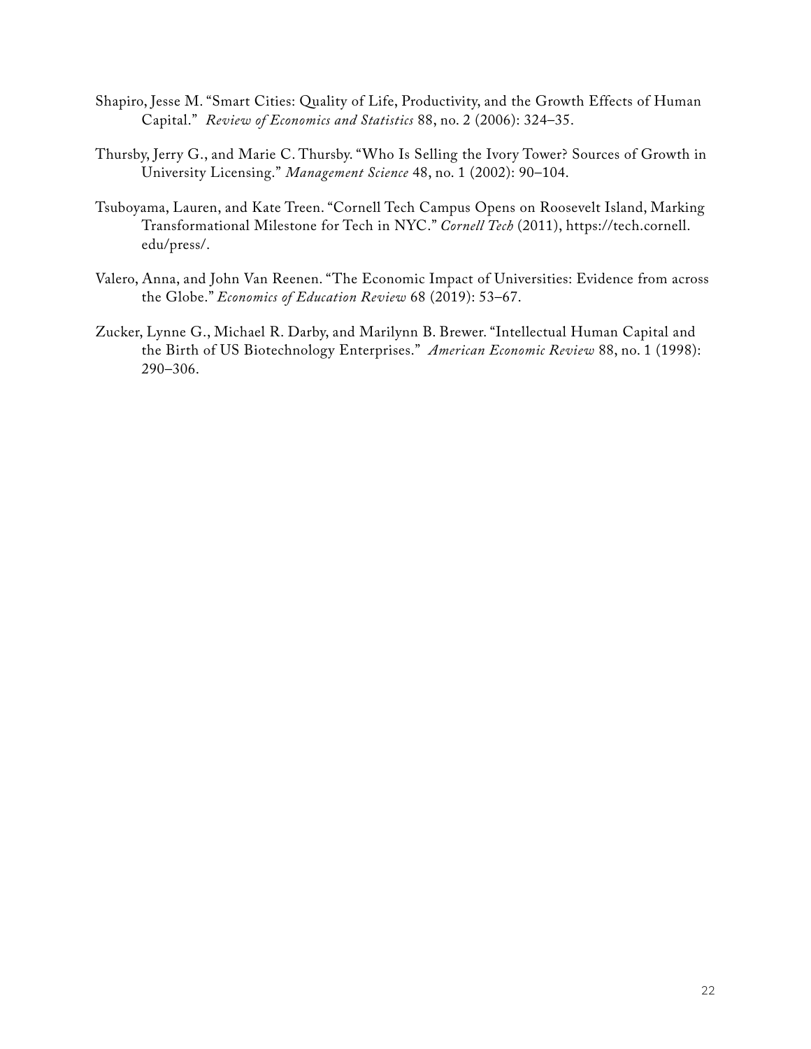Shapiro, Jesse M. "Smart Cities: Quality of Life, Productivity, and the Growth Effects of Human Capital." *Review of Economics and Statistics* 88, no. 2 (2006): 324–35.

Thursby, Jerry G., and Marie C. Thursby. "Who Is Selling the Ivory Tower? Sources of Growth in University Licensing." *Management Science* 48, no. 1 (2002): 90–104.

Tsuboyama, Lauren, and Kate Treen. "Cornell Tech Campus Opens on Roosevelt Island, Marking Transformational Milestone for Tech in NYC." *Cornell Tech* (2011), https://tech.cornell.edu/press/.

Valero, Anna, and John Van Reenen. "The Economic Impact of Universities: Evidence from across the Globe." *Economics of Education Review* 68 (2019): 53–67.

Zucker, Lynne G., Michael R. Darby, and Marilynn B. Brewer. "Intellectual Human Capital and the Birth of US Biotechnology Enterprises." *American Economic Review* 88, no. 1 (1998): 290–306.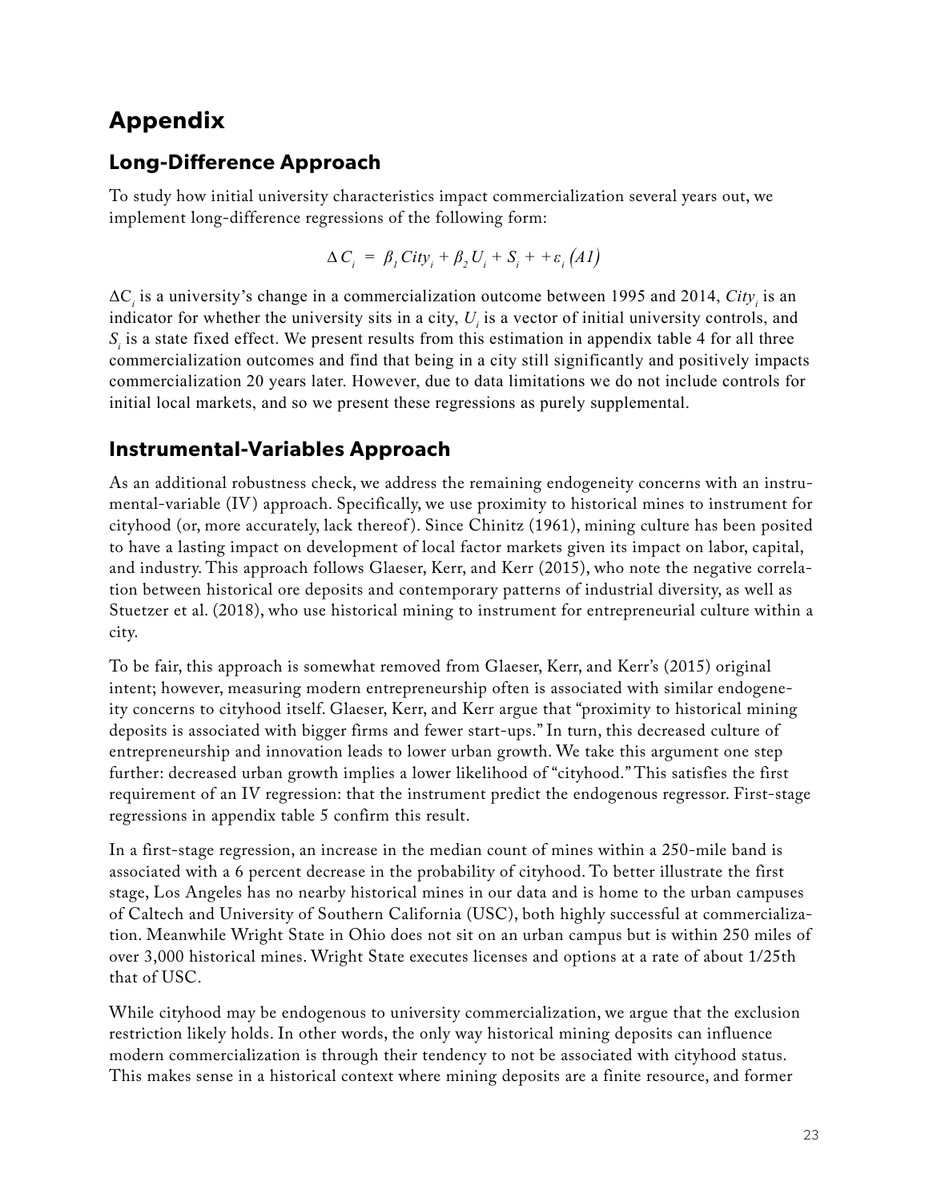# Appendix

## Long-Difference Approach

To study how initial university characteristics impact commercialization several years out, we implement long-difference regressions of the following form:

$$\Delta C_i = \beta_1 City_i + \beta_2 U_i + S_i + + \varepsilon_i \ (A1)$$

$\Delta C_i$ is a university's change in a commercialization outcome between 1995 and 2014, $City_i$ is an indicator for whether the university sits in a city, $U_i$ is a vector of initial university controls, and $S_i$ is a state fixed effect. We present results from this estimation in appendix table 4 for all three commercialization outcomes and find that being in a city still significantly and positively impacts commercialization 20 years later. However, due to data limitations we do not include controls for initial local markets, and so we present these regressions as purely supplemental.

## Instrumental-Variables Approach

As an additional robustness check, we address the remaining endogeneity concerns with an instrumental-variable (IV) approach. Specifically, we use proximity to historical mines to instrument for cityhood (or, more accurately, lack thereof). Since Chinitz (1961), mining culture has been posited to have a lasting impact on development of local factor markets given its impact on labor, capital, and industry. This approach follows Glaeser, Kerr, and Kerr (2015), who note the negative correlation between historical ore deposits and contemporary patterns of industrial diversity, as well as Stuetzer et al. (2018), who use historical mining to instrument for entrepreneurial culture within a city.

To be fair, this approach is somewhat removed from Glaeser, Kerr, and Kerr's (2015) original intent; however, measuring modern entrepreneurship often is associated with similar endogeneity concerns to cityhood itself. Glaeser, Kerr, and Kerr argue that "proximity to historical mining deposits is associated with bigger firms and fewer start-ups." In turn, this decreased culture of entrepreneurship and innovation leads to lower urban growth. We take this argument one step further: decreased urban growth implies a lower likelihood of "cityhood." This satisfies the first requirement of an IV regression: that the instrument predict the endogenous regressor. First-stage regressions in appendix table 5 confirm this result.

In a first-stage regression, an increase in the median count of mines within a 250-mile band is associated with a 6 percent decrease in the probability of cityhood. To better illustrate the first stage, Los Angeles has no nearby historical mines in our data and is home to the urban campuses of Caltech and University of Southern California (USC), both highly successful at commercialization. Meanwhile Wright State in Ohio does not sit on an urban campus but is within 250 miles of over 3,000 historical mines. Wright State executes licenses and options at a rate of about 1/25th that of USC.

While cityhood may be endogenous to university commercialization, we argue that the exclusion restriction likely holds. In other words, the only way historical mining deposits can influence modern commercialization is through their tendency to not be associated with cityhood status. This makes sense in a historical context where mining deposits are a finite resource, and former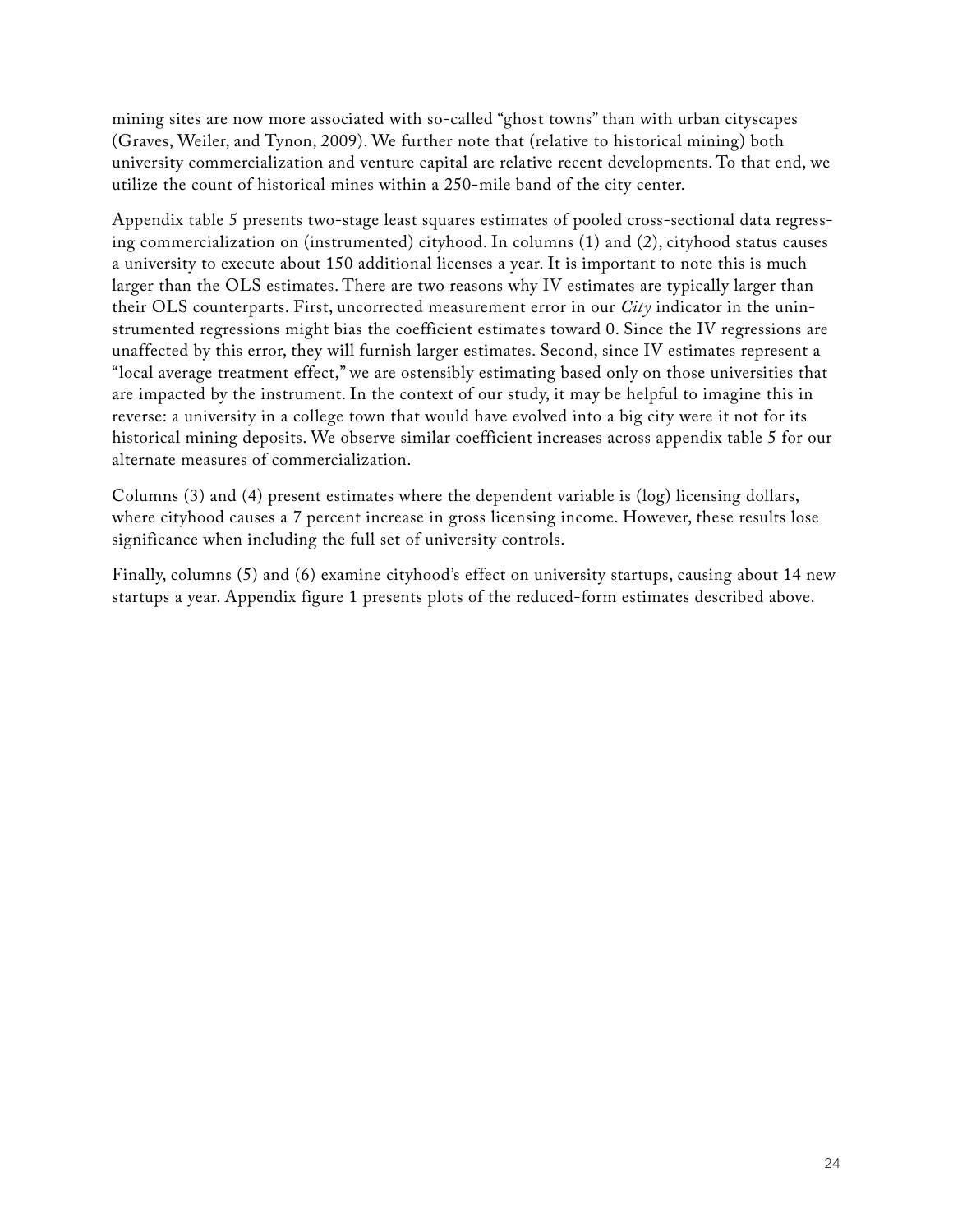mining sites are now more associated with so-called "ghost towns" than with urban cityscapes (Graves, Weiler, and Tynon, 2009). We further note that (relative to historical mining) both university commercialization and venture capital are relative recent developments. To that end, we utilize the count of historical mines within a 250-mile band of the city center.

Appendix table 5 presents two-stage least squares estimates of pooled cross-sectional data regressing commercialization on (instrumented) cityhood. In columns (1) and (2), cityhood status causes a university to execute about 150 additional licenses a year. It is important to note this is much larger than the OLS estimates. There are two reasons why IV estimates are typically larger than their OLS counterparts. First, uncorrected measurement error in our *City* indicator in the uninstrumented regressions might bias the coefficient estimates toward 0. Since the IV regressions are unaffected by this error, they will furnish larger estimates. Second, since IV estimates represent a "local average treatment effect," we are ostensibly estimating based only on those universities that are impacted by the instrument. In the context of our study, it may be helpful to imagine this in reverse: a university in a college town that would have evolved into a big city were it not for its historical mining deposits. We observe similar coefficient increases across appendix table 5 for our alternate measures of commercialization.

Columns (3) and (4) present estimates where the dependent variable is (log) licensing dollars, where cityhood causes a 7 percent increase in gross licensing income. However, these results lose significance when including the full set of university controls.

Finally, columns (5) and (6) examine cityhood's effect on university startups, causing about 14 new startups a year. Appendix figure 1 presents plots of the reduced-form estimates described above.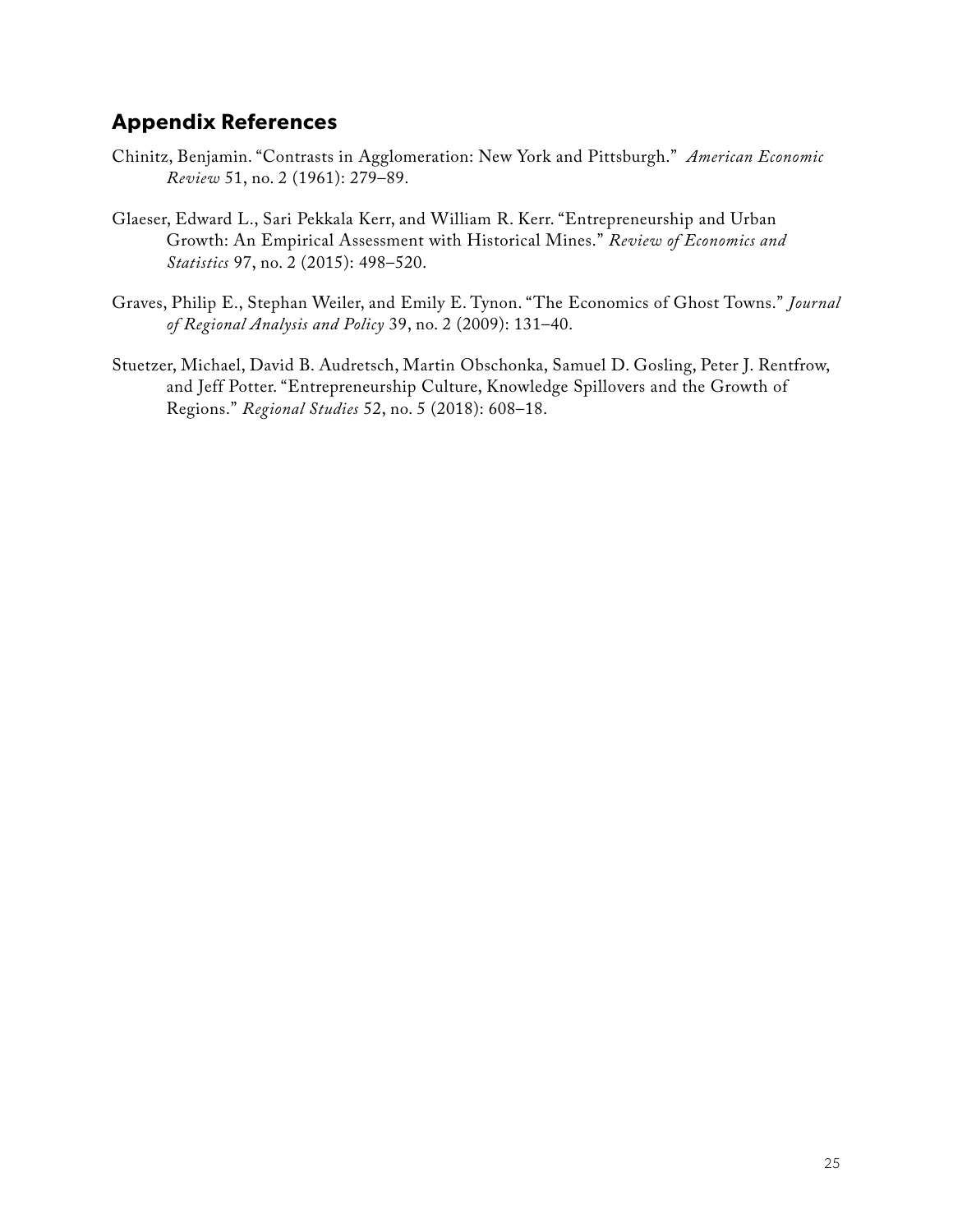## Appendix References

Chinitz, Benjamin. "Contrasts in Agglomeration: New York and Pittsburgh." *American Economic Review* 51, no. 2 (1961): 279–89.

Glaeser, Edward L., Sari Pekkala Kerr, and William R. Kerr. "Entrepreneurship and Urban Growth: An Empirical Assessment with Historical Mines." *Review of Economics and Statistics* 97, no. 2 (2015): 498–520.

Graves, Philip E., Stephan Weiler, and Emily E. Tynon. "The Economics of Ghost Towns." *Journal of Regional Analysis and Policy* 39, no. 2 (2009): 131–40.

Stuetzer, Michael, David B. Audretsch, Martin Obschonka, Samuel D. Gosling, Peter J. Rentfrow, and Jeff Potter. "Entrepreneurship Culture, Knowledge Spillovers and the Growth of Regions." *Regional Studies* 52, no. 5 (2018): 608–18.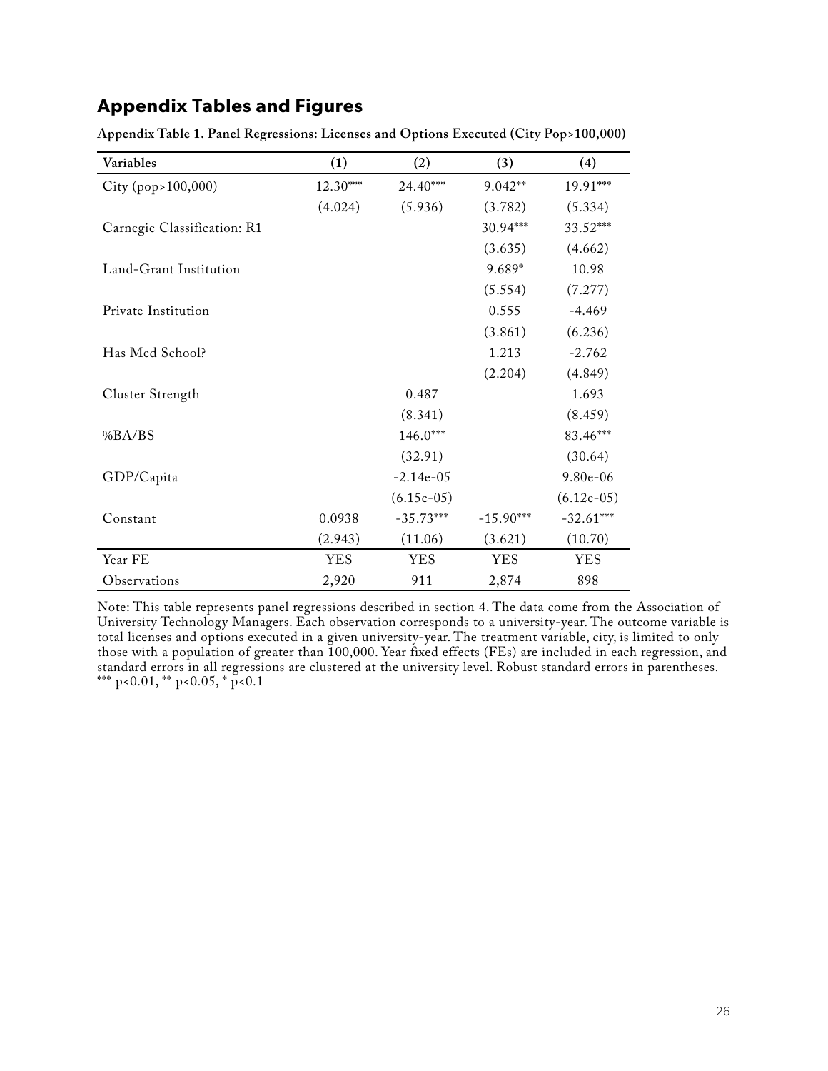## Appendix Tables and Figures

**Appendix Table 1. Panel Regressions: Licenses and Options Executed (City Pop>100,000)**

| Variables | (1) | (2) | (3) | (4) |
|---|---|---|---|---|
| City (pop>100,000) | 12.30*** | 24.40*** | 9.042** | 19.91*** |
| | (4.024) | (5.936) | (3.782) | (5.334) |
| Carnegie Classification: R1 | | | 30.94*** | 33.52*** |
| | | | (3.635) | (4.662) |
| Land-Grant Institution | | | 9.689* | 10.98 |
| | | | (5.554) | (7.277) |
| Private Institution | | | 0.555 | -4.469 |
| | | | (3.861) | (6.236) |
| Has Med School? | | | 1.213 | -2.762 |
| | | | (2.204) | (4.849) |
| Cluster Strength | | 0.487 | | 1.693 |
| | | (8.341) | | (8.459) |
| %BA/BS | | 146.0*** | | 83.46*** |
| | | (32.91) | | (30.64) |
| GDP/Capita | | -2.14e-05 | | 9.80e-06 |
| | | (6.15e-05) | | (6.12e-05) |
| Constant | 0.0938 | -35.73*** | -15.90*** | -32.61*** |
| | (2.943) | (11.06) | (3.621) | (10.70) |
| Year FE | YES | YES | YES | YES |
| Observations | 2,920 | 911 | 2,874 | 898 |

Note: This table represents panel regressions described in section 4. The data come from the Association of University Technology Managers. Each observation corresponds to a university-year. The outcome variable is total licenses and options executed in a given university-year. The treatment variable, city, is limited to only those with a population of greater than 100,000. Year fixed effects (FEs) are included in each regression, and standard errors in all regressions are clustered at the university level. Robust standard errors in parentheses. *** $p<0.01$, ** $p<0.05$, * $p<0.1$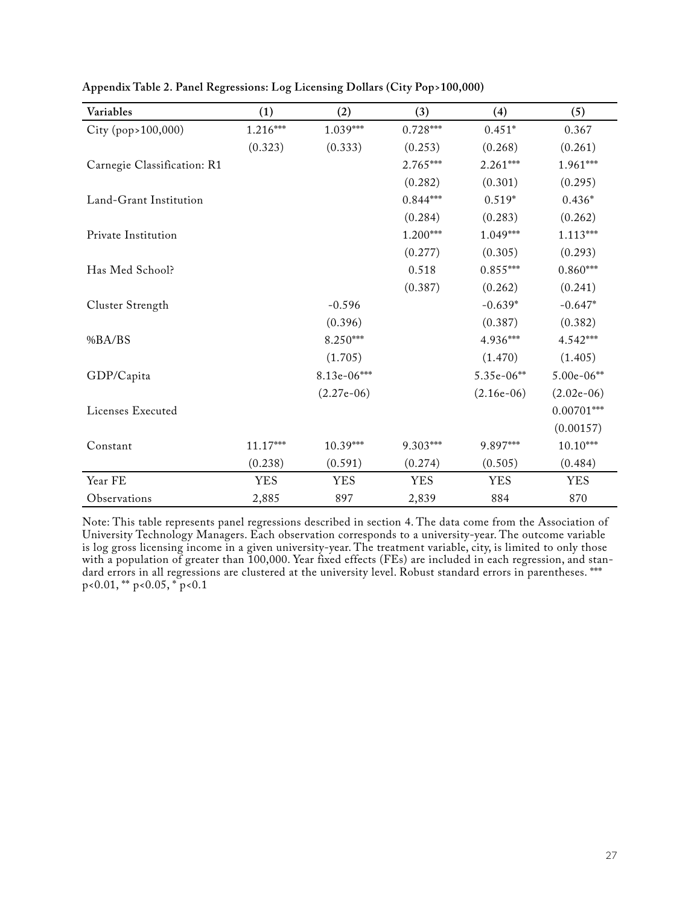**Appendix Table 2. Panel Regressions: Log Licensing Dollars (City Pop>100,000)**

| Variables | (1) | (2) | (3) | (4) | (5) |
|---|---|---|---|---|---|
| City (pop>100,000) | 1.216*** | 1.039*** | 0.728*** | 0.451* | 0.367 |
| | (0.323) | (0.333) | (0.253) | (0.268) | (0.261) |
| Carnegie Classification: R1 | | | 2.765*** | 2.261*** | 1.961*** |
| | | | (0.282) | (0.301) | (0.295) |
| Land-Grant Institution | | | 0.844*** | 0.519* | 0.436* |
| | | | (0.284) | (0.283) | (0.262) |
| Private Institution | | | 1.200*** | 1.049*** | 1.113*** |
| | | | (0.277) | (0.305) | (0.293) |
| Has Med School? | | | 0.518 | 0.855*** | 0.860*** |
| | | | (0.387) | (0.262) | (0.241) |
| Cluster Strength | | -0.596 | | -0.639* | -0.647* |
| | | (0.396) | | (0.387) | (0.382) |
| %BA/BS | | 8.250*** | | 4.936*** | 4.542*** |
| | | (1.705) | | (1.470) | (1.405) |
| GDP/Capita | | 8.13e-06*** | | 5.35e-06** | 5.00e-06** |
| | | (2.27e-06) | | (2.16e-06) | (2.02e-06) |
| Licenses Executed | | | | | 0.00701*** |
| | | | | | (0.00157) |
| Constant | 11.17*** | 10.39*** | 9.303*** | 9.897*** | 10.10*** |
| | (0.238) | (0.591) | (0.274) | (0.505) | (0.484) |
| Year FE | YES | YES | YES | YES | YES |
| Observations | 2,885 | 897 | 2,839 | 884 | 870 |

Note: This table represents panel regressions described in section 4. The data come from the Association of University Technology Managers. Each observation corresponds to a university-year. The outcome variable is log gross licensing income in a given university-year. The treatment variable, city, is limited to only those with a population of greater than 100,000. Year fixed effects (FEs) are included in each regression, and standard errors in all regressions are clustered at the university level. Robust standard errors in parentheses. *** $p<0.01$, ** $p<0.05$, * $p<0.1$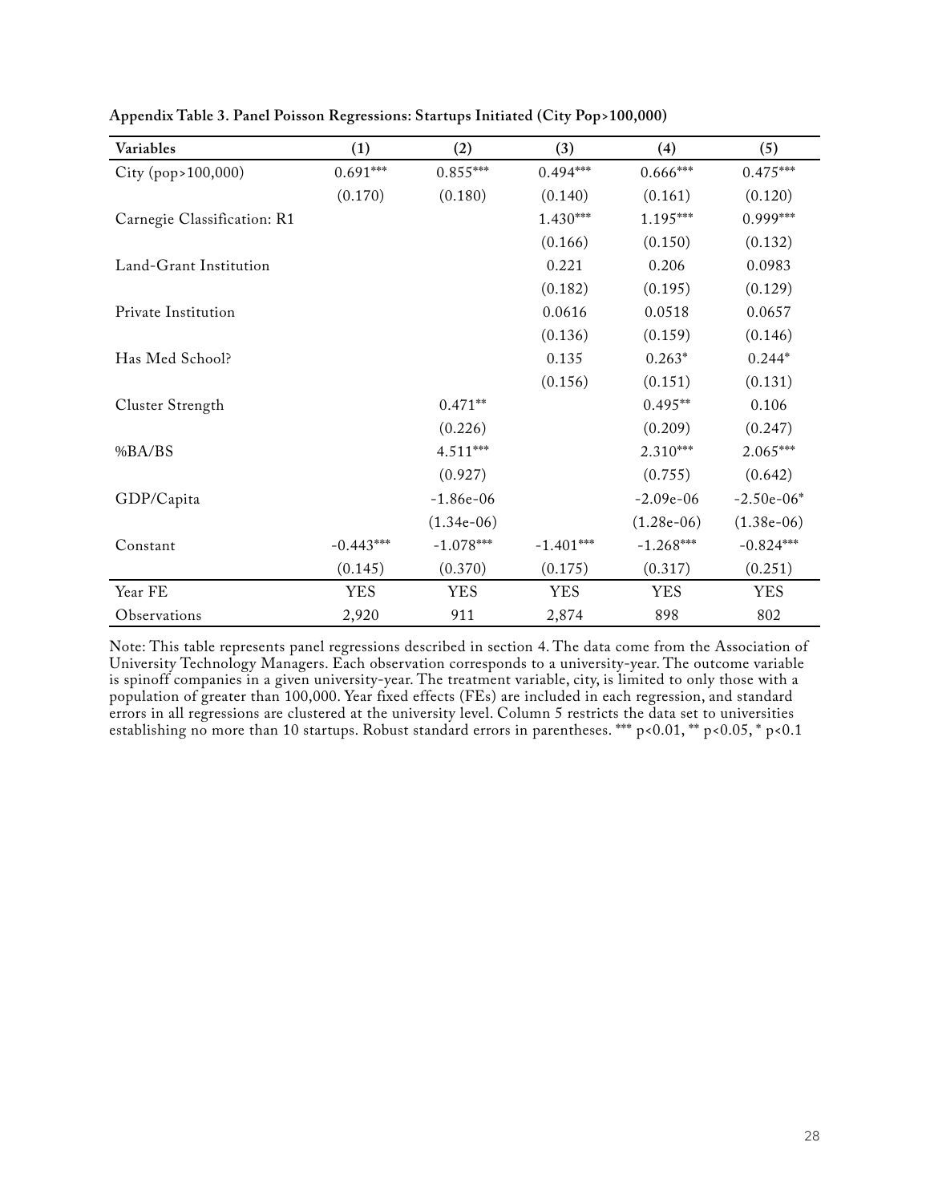**Appendix Table 3. Panel Poisson Regressions: Startups Initiated (City Pop>100,000)**

| Variables | (1) | (2) | (3) | (4) | (5) |
|---|---|---|---|---|---|
| City (pop>100,000) | 0.691*** | 0.855*** | 0.494*** | 0.666*** | 0.475*** |
| | (0.170) | (0.180) | (0.140) | (0.161) | (0.120) |
| Carnegie Classification: R1 | | | 1.430*** | 1.195*** | 0.999*** |
| | | | (0.166) | (0.150) | (0.132) |
| Land-Grant Institution | | | 0.221 | 0.206 | 0.0983 |
| | | | (0.182) | (0.195) | (0.129) |
| Private Institution | | | 0.0616 | 0.0518 | 0.0657 |
| | | | (0.136) | (0.159) | (0.146) |
| Has Med School? | | | 0.135 | 0.263* | 0.244* |
| | | | (0.156) | (0.151) | (0.131) |
| Cluster Strength | | 0.471** | | 0.495** | 0.106 |
| | | (0.226) | | (0.209) | (0.247) |
| %BA/BS | | 4.511*** | | 2.310*** | 2.065*** |
| | | (0.927) | | (0.755) | (0.642) |
| GDP/Capita | | -1.86e-06 | | -2.09e-06 | -2.50e-06* |
| | | (1.34e-06) | | (1.28e-06) | (1.38e-06) |
| Constant | -0.443*** | -1.078*** | -1.401*** | -1.268*** | -0.824*** |
| | (0.145) | (0.370) | (0.175) | (0.317) | (0.251) |
| Year FE | YES | YES | YES | YES | YES |
| Observations | 2,920 | 911 | 2,874 | 898 | 802 |

Note: This table represents panel regressions described in section 4. The data come from the Association of University Technology Managers. Each observation corresponds to a university-year. The outcome variable is spinoff companies in a given university-year. The treatment variable, city, is limited to only those with a population of greater than 100,000. Year fixed effects (FEs) are included in each regression, and standard errors in all regressions are clustered at the university level. Column 5 restricts the data set to universities establishing no more than 10 startups. Robust standard errors in parentheses. *** $p<0.01$, ** $p<0.05$, * $p<0.1$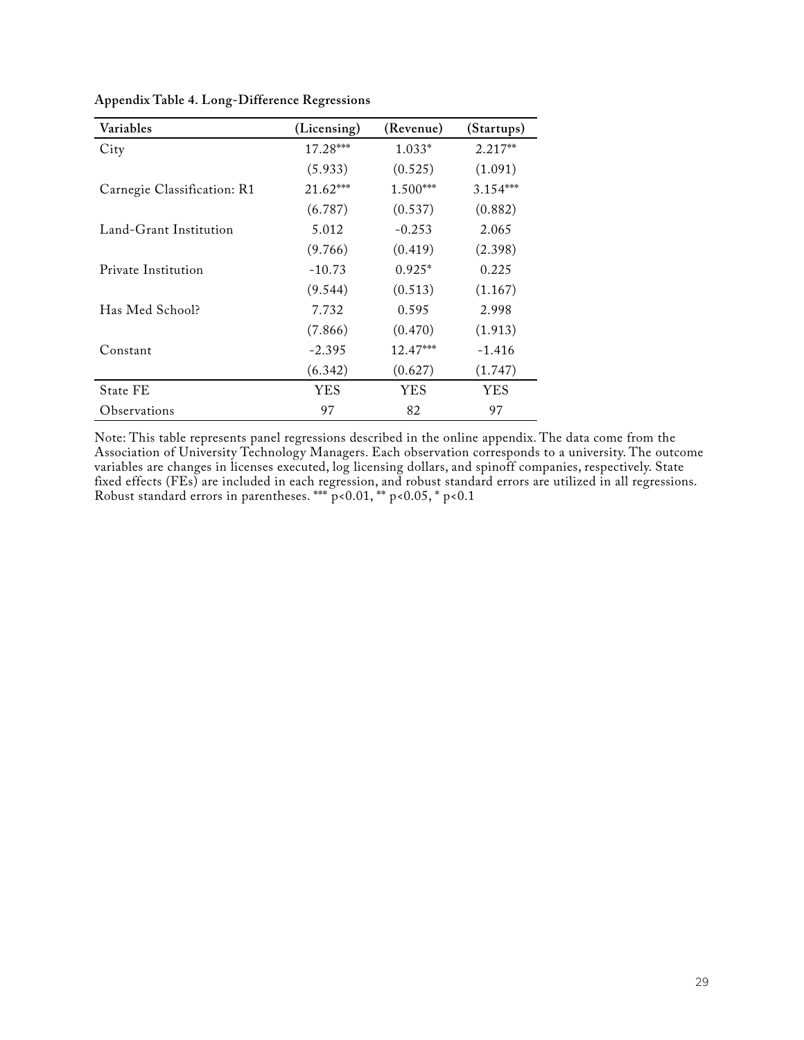**Appendix Table 4. Long-Difference Regressions**

| Variables | (Licensing) | (Revenue) | (Startups) |
|---|---|---|---|
| City | 17.28*** | 1.033* | 2.217** |
| | (5.933) | (0.525) | (1.091) |
| Carnegie Classification: R1 | 21.62*** | 1.500*** | 3.154*** |
| | (6.787) | (0.537) | (0.882) |
| Land-Grant Institution | 5.012 | -0.253 | 2.065 |
| | (9.766) | (0.419) | (2.398) |
| Private Institution | -10.73 | 0.925* | 0.225 |
| | (9.544) | (0.513) | (1.167) |
| Has Med School? | 7.732 | 0.595 | 2.998 |
| | (7.866) | (0.470) | (1.913) |
| Constant | -2.395 | 12.47*** | -1.416 |
| | (6.342) | (0.627) | (1.747) |
| State FE | YES | YES | YES |
| Observations | 97 | 82 | 97 |

Note: This table represents panel regressions described in the online appendix. The data come from the Association of University Technology Managers. Each observation corresponds to a university. The outcome variables are changes in licenses executed, log licensing dollars, and spinoff companies, respectively. State fixed effects (FEs) are included in each regression, and robust standard errors are utilized in all regressions. Robust standard errors in parentheses. *** $p<0.01$, ** $p<0.05$, * $p<0.1$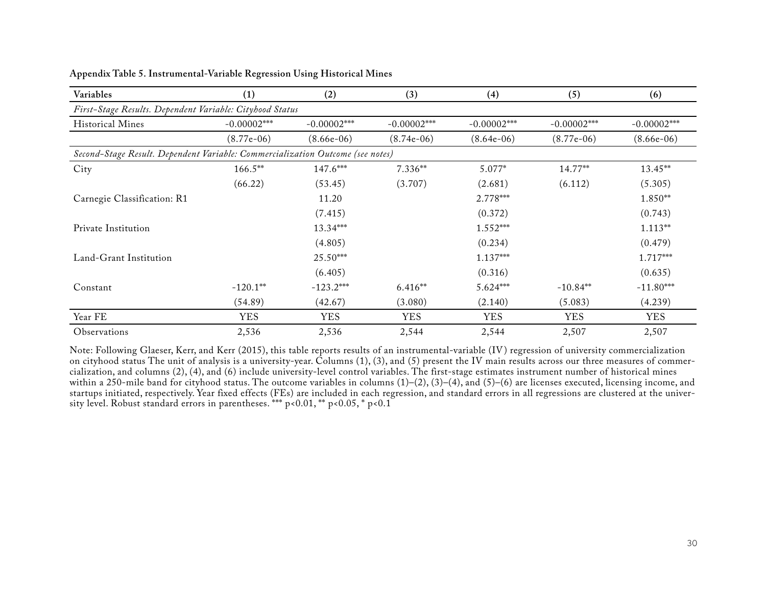**Appendix Table 5. Instrumental-Variable Regression Using Historical Mines**

| Variables | (1) | (2) | (3) | (4) | (5) | (6) |
|---|---|---|---|---|---|---|
| *First-Stage Results. Dependent Variable: Cityhood Status* | | | | | | |
| Historical Mines | -0.00002*** | -0.00002*** | -0.00002*** | -0.00002*** | -0.00002*** | -0.00002*** |
| | (8.77e-06) | (8.66e-06) | (8.74e-06) | (8.64e-06) | (8.77e-06) | (8.66e-06) |
| *Second-Stage Result. Dependent Variable: Commercialization Outcome (see notes)* | | | | | | |
| City | 166.5** | 147.6*** | 7.336** | 5.077* | 14.77** | 13.45** |
| | (66.22) | (53.45) | (3.707) | (2.681) | (6.112) | (5.305) |
| Carnegie Classification: R1 | | 11.20 | | 2.778*** | | 1.850** |
| | | (7.415) | | (0.372) | | (0.743) |
| Private Institution | | 13.34*** | | 1.552*** | | 1.113** |
| | | (4.805) | | (0.234) | | (0.479) |
| Land-Grant Institution | | 25.50*** | | 1.137*** | | 1.717*** |
| | | (6.405) | | (0.316) | | (0.635) |
| Constant | -120.1** | -123.2*** | 6.416** | 5.624*** | -10.84** | -11.80*** |
| | (54.89) | (42.67) | (3.080) | (2.140) | (5.083) | (4.239) |
| Year FE | YES | YES | YES | YES | YES | YES |
| Observations | 2,536 | 2,536 | 2,544 | 2,544 | 2,507 | 2,507 |

Note: Following Glaeser, Kerr, and Kerr (2015), this table reports results of an instrumental-variable (IV) regression of university commercialization on cityhood status The unit of analysis is a university-year. Columns (1), (3), and (5) present the IV main results across our three measures of commercialization, and columns (2), (4), and (6) include university-level control variables. The first-stage estimates instrument number of historical mines within a 250-mile band for cityhood status. The outcome variables in columns (1)–(2), (3)–(4), and (5)–(6) are licenses executed, licensing income, and startups initiated, respectively. Year fixed effects (FEs) are included in each regression, and standard errors in all regressions are clustered at the university level. Robust standard errors in parentheses. *** $p<0.01$, ** $p<0.05$, * $p<0.1$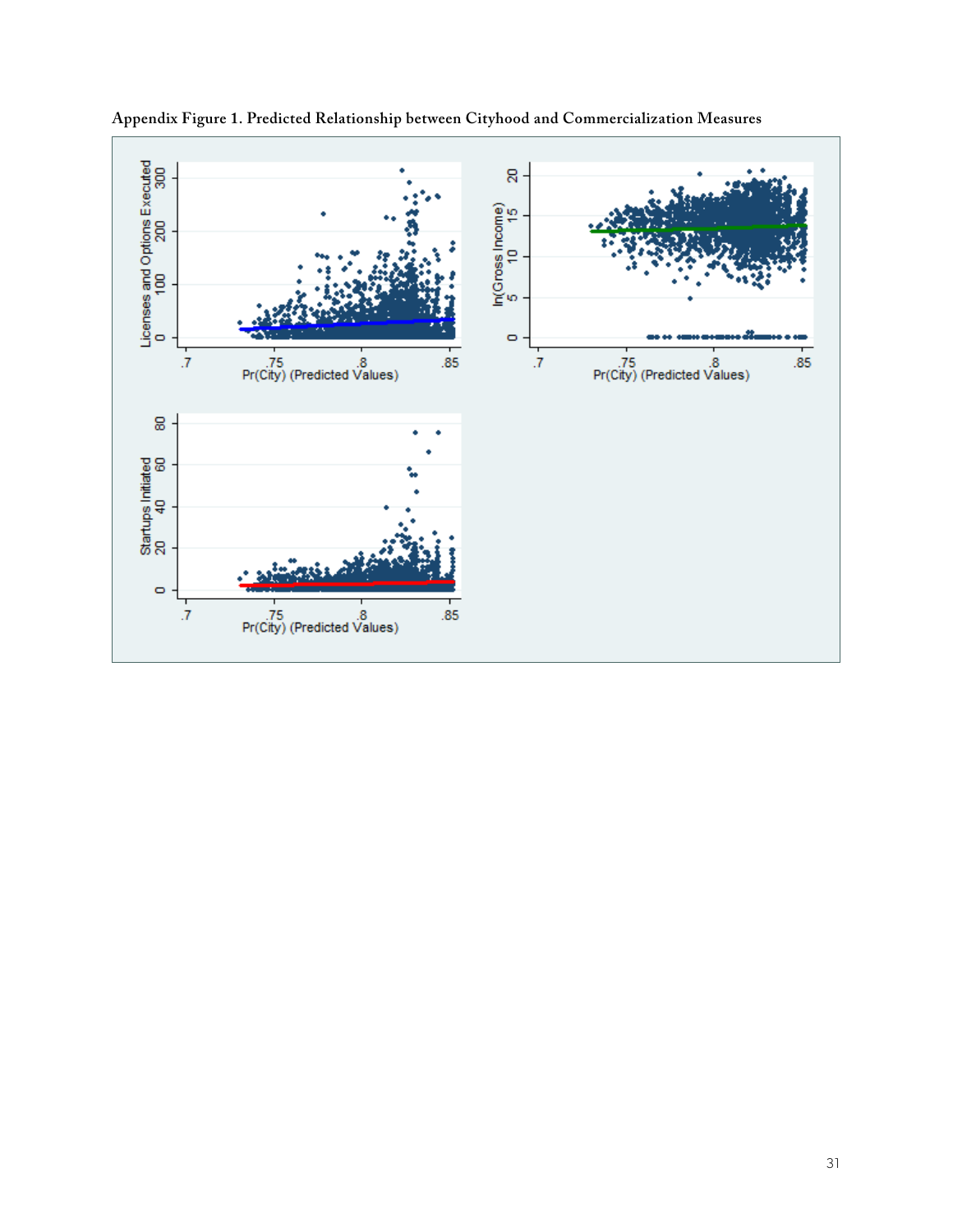**Appendix Figure 1. Predicted Relationship between Cityhood and Commercialization Measures**

Licenses and Options Executed

0
100
200
300

.7
.75
.8
.85

Pr(City) (Predicted Values)

ln(Gross Income)

0
5
10
15
20

.7
.75
.8
.85

Pr(City) (Predicted Values)

Startups Initiated

0
20
40
60
80

.7
.75
.8
.85

Pr(City) (Predicted Values)